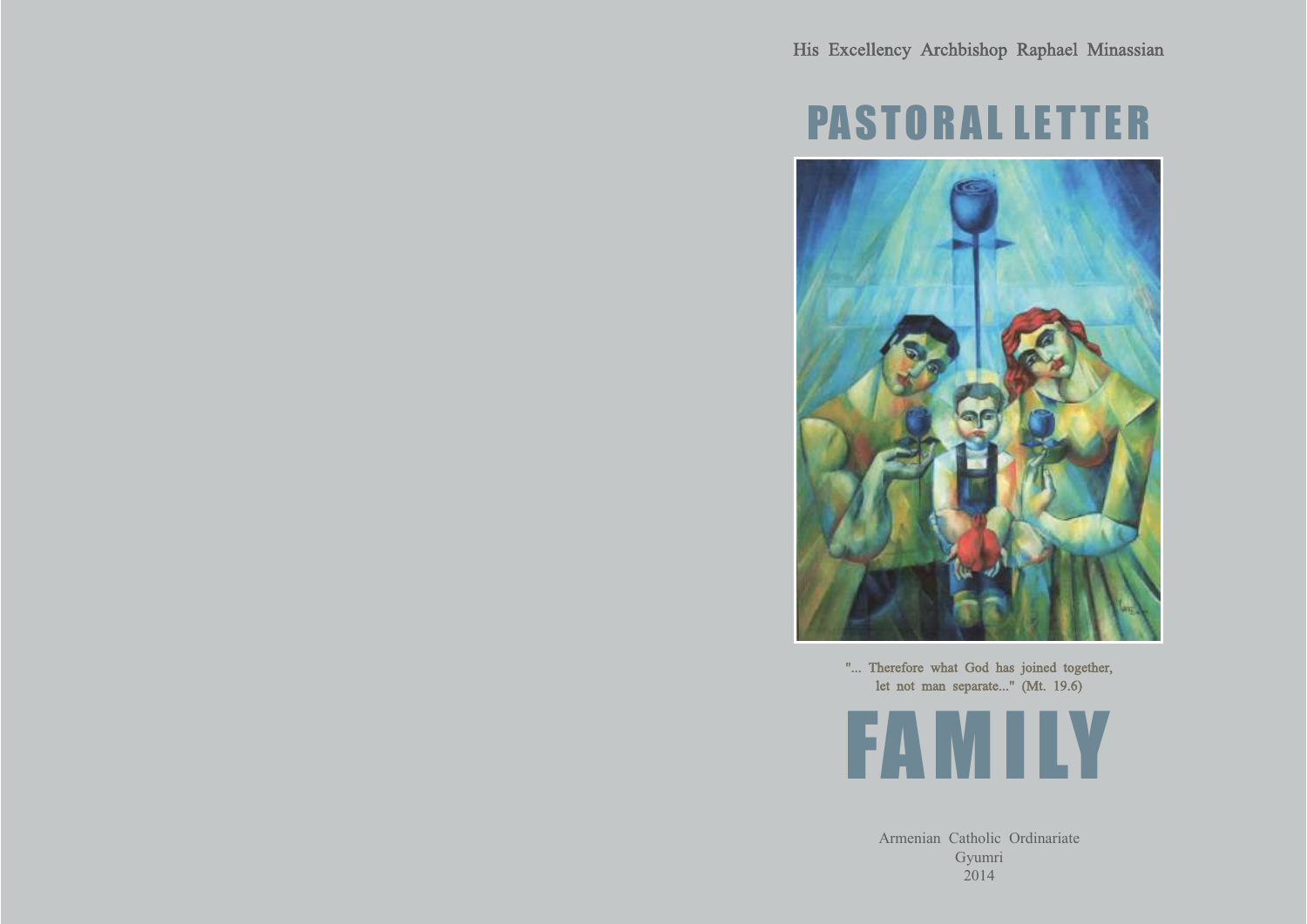His Excellency Archbishop Raphael Minassian

# PASTORAL LETTER

"... Therefore what God has joined together, let not man separate..." (Mt. 19.6)

# FAMILY

Armenian Catholic Ordinariate
Gyumri
2014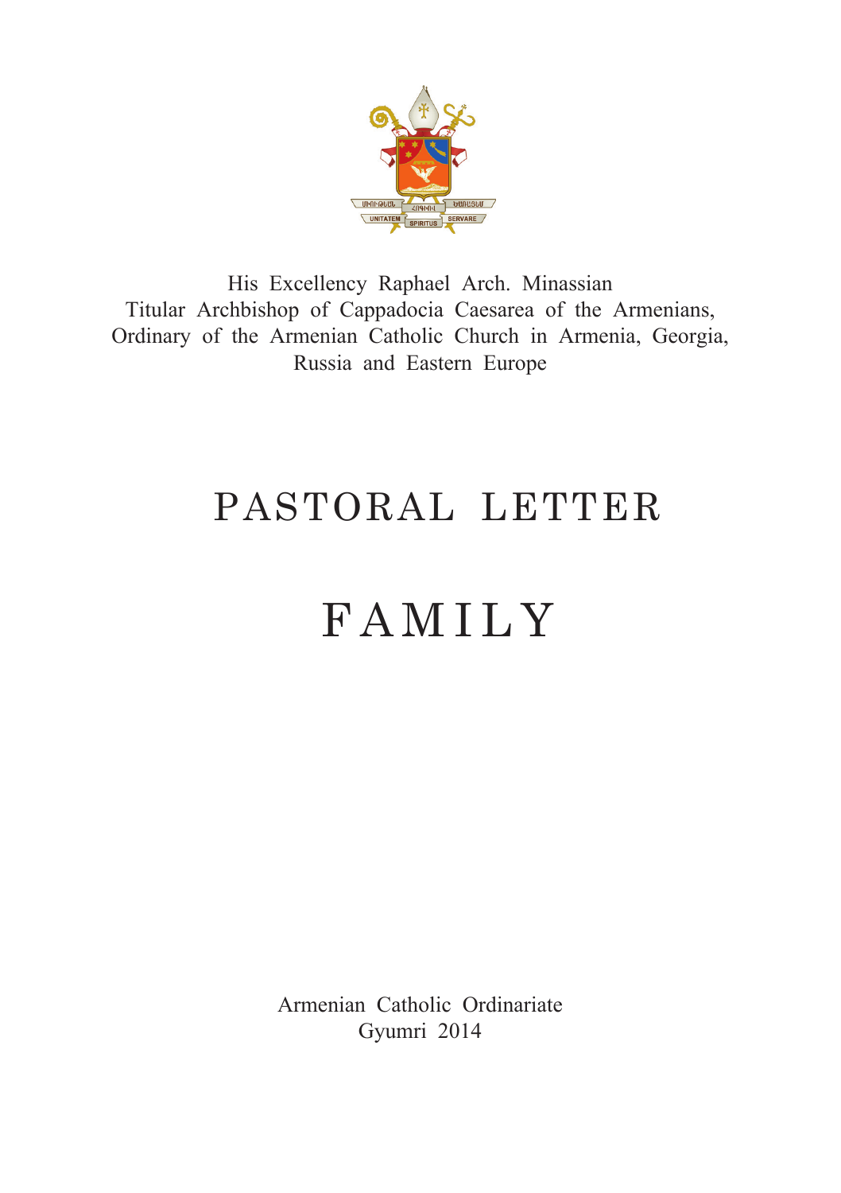His Excellency Raphael Arch. Minassian
Titular Archbishop of Cappadocia Caesarea of the Armenians,
Ordinary of the Armenian Catholic Church in Armenia, Georgia,
Russia and Eastern Europe

# PASTORAL LETTER

# FAMILY

Armenian Catholic Ordinariate
Gyumri 2014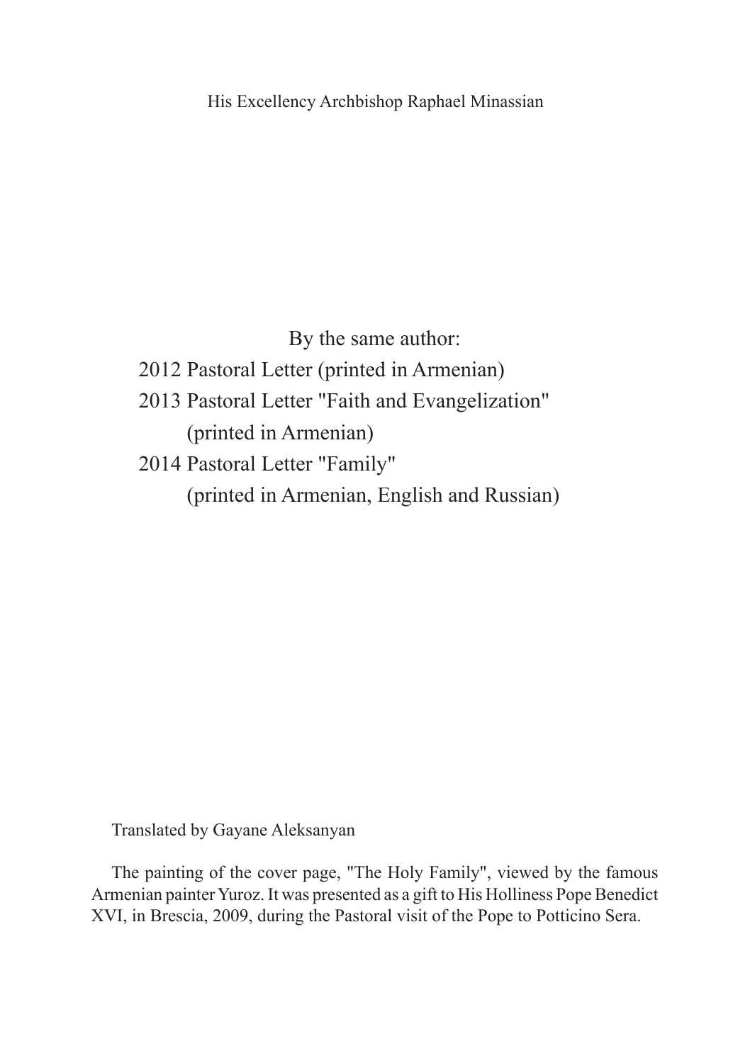His Excellency Archbishop Raphael Minassian

By the same author:

2012 Pastoral Letter (printed in Armenian)

2013 Pastoral Letter "Faith and Evangelization" (printed in Armenian)

2014 Pastoral Letter "Family" (printed in Armenian, English and Russian)

Translated by Gayane Aleksanyan

The painting of the cover page, "The Holy Family", viewed by the famous Armenian painter Yuroz. It was presented as a gift to His Holliness Pope Benedict XVI, in Brescia, 2009, during the Pastoral visit of the Pope to Potticino Sera.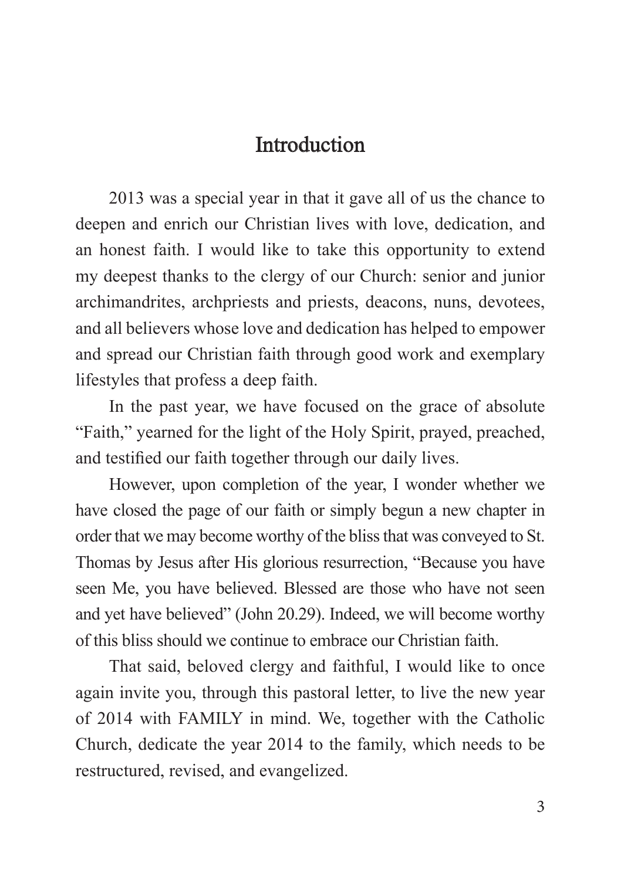# Introduction

2013 was a special year in that it gave all of us the chance to deepen and enrich our Christian lives with love, dedication, and an honest faith. I would like to take this opportunity to extend my deepest thanks to the clergy of our Church: senior and junior archimandrites, archpriests and priests, deacons, nuns, devotees, and all believers whose love and dedication has helped to empower and spread our Christian faith through good work and exemplary lifestyles that profess a deep faith.

In the past year, we have focused on the grace of absolute "Faith," yearned for the light of the Holy Spirit, prayed, preached, and testified our faith together through our daily lives.

However, upon completion of the year, I wonder whether we have closed the page of our faith or simply begun a new chapter in order that we may become worthy of the bliss that was conveyed to St. Thomas by Jesus after His glorious resurrection, "Because you have seen Me, you have believed. Blessed are those who have not seen and yet have believed" (John 20.29). Indeed, we will become worthy of this bliss should we continue to embrace our Christian faith.

That said, beloved clergy and faithful, I would like to once again invite you, through this pastoral letter, to live the new year of 2014 with FAMILY in mind. We, together with the Catholic Church, dedicate the year 2014 to the family, which needs to be restructured, revised, and evangelized.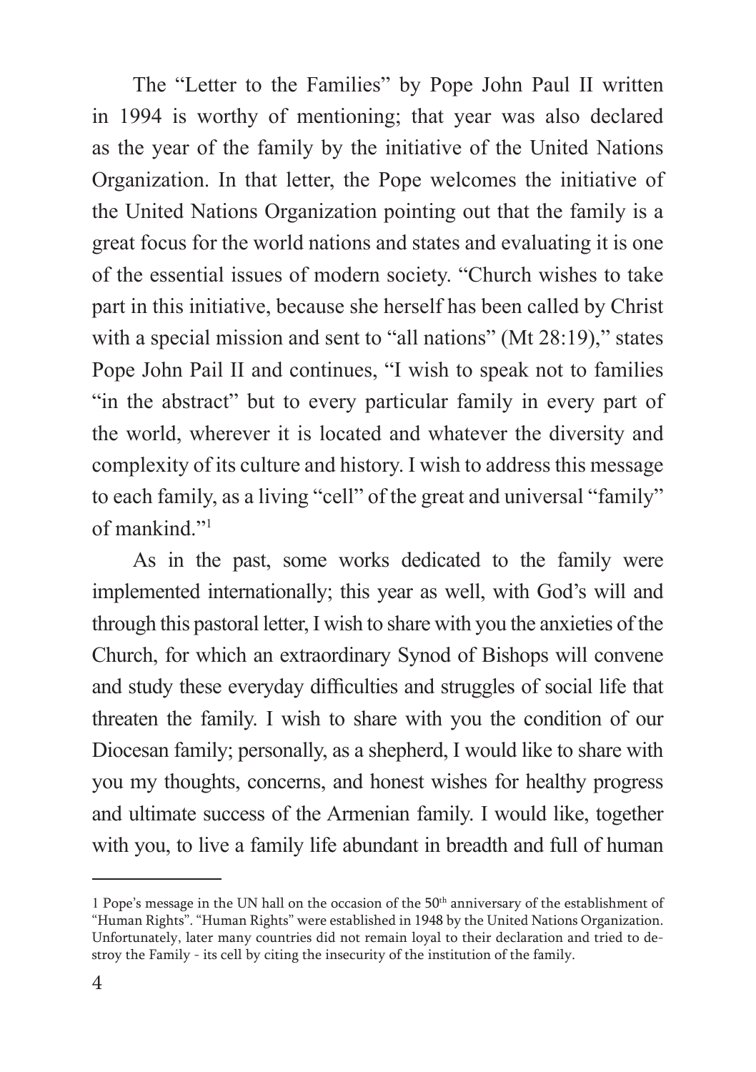The "Letter to the Families" by Pope John Paul II written in 1994 is worthy of mentioning; that year was also declared as the year of the family by the initiative of the United Nations Organization. In that letter, the Pope welcomes the initiative of the United Nations Organization pointing out that the family is a great focus for the world nations and states and evaluating it is one of the essential issues of modern society. "Church wishes to take part in this initiative, because she herself has been called by Christ with a special mission and sent to "all nations" (Mt 28:19)," states Pope John Pail II and continues, "I wish to speak not to families "in the abstract" but to every particular family in every part of the world, wherever it is located and whatever the diversity and complexity of its culture and history. I wish to address this message to each family, as a living "cell" of the great and universal "family" of mankind."[1]

As in the past, some works dedicated to the family were implemented internationally; this year as well, with God's will and through this pastoral letter, I wish to share with you the anxieties of the Church, for which an extraordinary Synod of Bishops will convene and study these everyday difficulties and struggles of social life that threaten the family. I wish to share with you the condition of our Diocesan family; personally, as a shepherd, I would like to share with you my thoughts, concerns, and honest wishes for healthy progress and ultimate success of the Armenian family. I would like, together with you, to live a family life abundant in breadth and full of human

---

1 Pope's message in the UN hall on the occasion of the 50th anniversary of the establishment of "Human Rights". "Human Rights" were established in 1948 by the United Nations Organization. Unfortunately, later many countries did not remain loyal to their declaration and tried to destroy the Family - its cell by citing the insecurity of the institution of the family.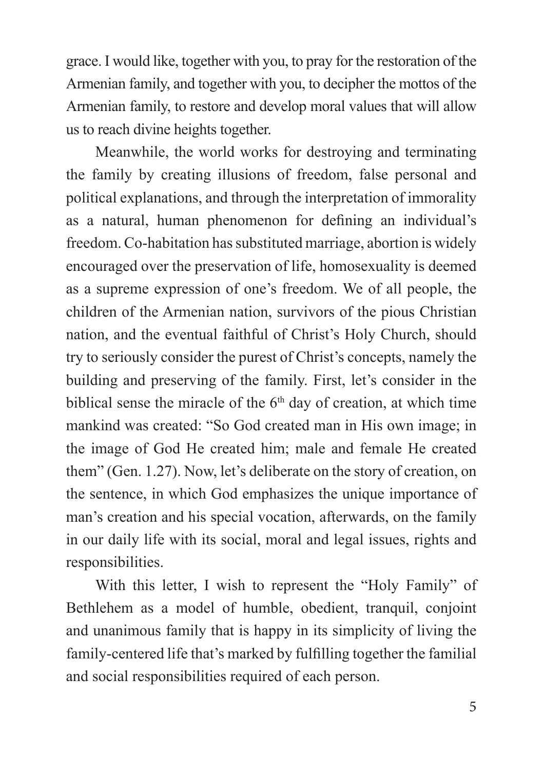grace. I would like, together with you, to pray for the restoration of the Armenian family, and together with you, to decipher the mottos of the Armenian family, to restore and develop moral values that will allow us to reach divine heights together.

Meanwhile, the world works for destroying and terminating the family by creating illusions of freedom, false personal and political explanations, and through the interpretation of immorality as a natural, human phenomenon for defining an individual's freedom. Co-habitation has substituted marriage, abortion is widely encouraged over the preservation of life, homosexuality is deemed as a supreme expression of one's freedom. We of all people, the children of the Armenian nation, survivors of the pious Christian nation, and the eventual faithful of Christ's Holy Church, should try to seriously consider the purest of Christ's concepts, namely the building and preserving of the family. First, let's consider in the biblical sense the miracle of the 6th day of creation, at which time mankind was created: "So God created man in His own image; in the image of God He created him; male and female He created them" (Gen. 1.27). Now, let's deliberate on the story of creation, on the sentence, in which God emphasizes the unique importance of man's creation and his special vocation, afterwards, on the family in our daily life with its social, moral and legal issues, rights and responsibilities.

With this letter, I wish to represent the "Holy Family" of Bethlehem as a model of humble, obedient, tranquil, conjoint and unanimous family that is happy in its simplicity of living the family-centered life that's marked by fulfilling together the familial and social responsibilities required of each person.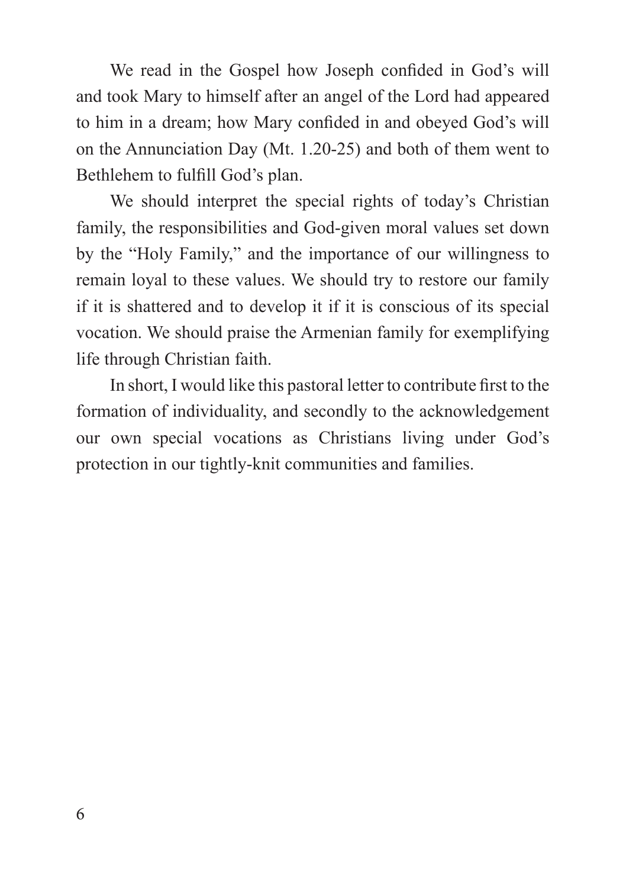We read in the Gospel how Joseph confided in God's will and took Mary to himself after an angel of the Lord had appeared to him in a dream; how Mary confided in and obeyed God's will on the Annunciation Day (Mt. 1.20-25) and both of them went to Bethlehem to fulfill God's plan.

We should interpret the special rights of today's Christian family, the responsibilities and God-given moral values set down by the "Holy Family," and the importance of our willingness to remain loyal to these values. We should try to restore our family if it is shattered and to develop it if it is conscious of its special vocation. We should praise the Armenian family for exemplifying life through Christian faith.

In short, I would like this pastoral letter to contribute first to the formation of individuality, and secondly to the acknowledgement our own special vocations as Christians living under God's protection in our tightly-knit communities and families.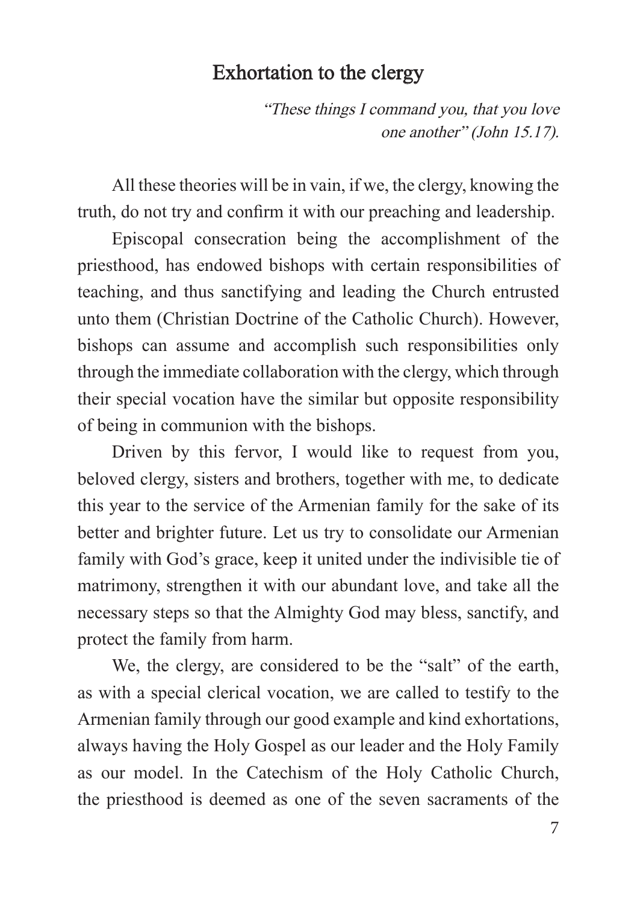## Exhortation to the clergy

*"These things I command you, that you love one another" (John 15.17).*

All these theories will be in vain, if we, the clergy, knowing the truth, do not try and confirm it with our preaching and leadership.

Episcopal consecration being the accomplishment of the priesthood, has endowed bishops with certain responsibilities of teaching, and thus sanctifying and leading the Church entrusted unto them (Christian Doctrine of the Catholic Church). However, bishops can assume and accomplish such responsibilities only through the immediate collaboration with the clergy, which through their special vocation have the similar but opposite responsibility of being in communion with the bishops.

Driven by this fervor, I would like to request from you, beloved clergy, sisters and brothers, together with me, to dedicate this year to the service of the Armenian family for the sake of its better and brighter future. Let us try to consolidate our Armenian family with God's grace, keep it united under the indivisible tie of matrimony, strengthen it with our abundant love, and take all the necessary steps so that the Almighty God may bless, sanctify, and protect the family from harm.

We, the clergy, are considered to be the "salt" of the earth, as with a special clerical vocation, we are called to testify to the Armenian family through our good example and kind exhortations, always having the Holy Gospel as our leader and the Holy Family as our model. In the Catechism of the Holy Catholic Church, the priesthood is deemed as one of the seven sacraments of the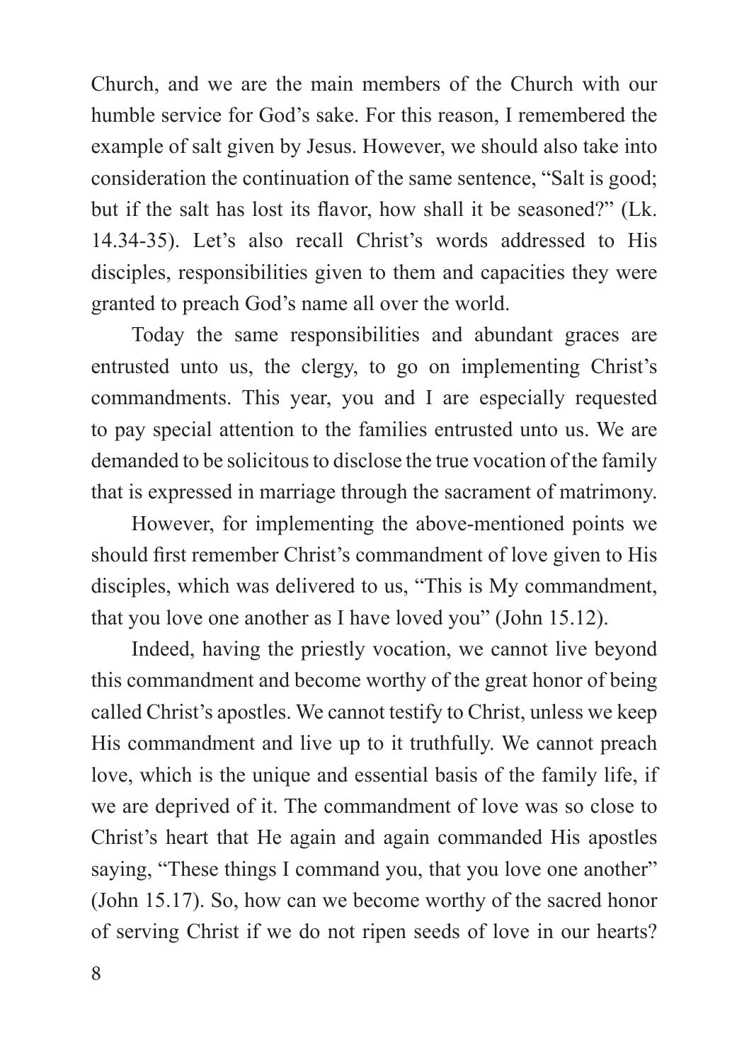Church, and we are the main members of the Church with our humble service for God's sake. For this reason, I remembered the example of salt given by Jesus. However, we should also take into consideration the continuation of the same sentence, "Salt is good; but if the salt has lost its flavor, how shall it be seasoned?" (Lk. 14.34-35). Let's also recall Christ's words addressed to His disciples, responsibilities given to them and capacities they were granted to preach God's name all over the world.

Today the same responsibilities and abundant graces are entrusted unto us, the clergy, to go on implementing Christ's commandments. This year, you and I are especially requested to pay special attention to the families entrusted unto us. We are demanded to be solicitous to disclose the true vocation of the family that is expressed in marriage through the sacrament of matrimony.

However, for implementing the above-mentioned points we should first remember Christ's commandment of love given to His disciples, which was delivered to us, "This is My commandment, that you love one another as I have loved you" (John 15.12).

Indeed, having the priestly vocation, we cannot live beyond this commandment and become worthy of the great honor of being called Christ's apostles. We cannot testify to Christ, unless we keep His commandment and live up to it truthfully. We cannot preach love, which is the unique and essential basis of the family life, if we are deprived of it. The commandment of love was so close to Christ's heart that He again and again commanded His apostles saying, "These things I command you, that you love one another" (John 15.17). So, how can we become worthy of the sacred honor of serving Christ if we do not ripen seeds of love in our hearts?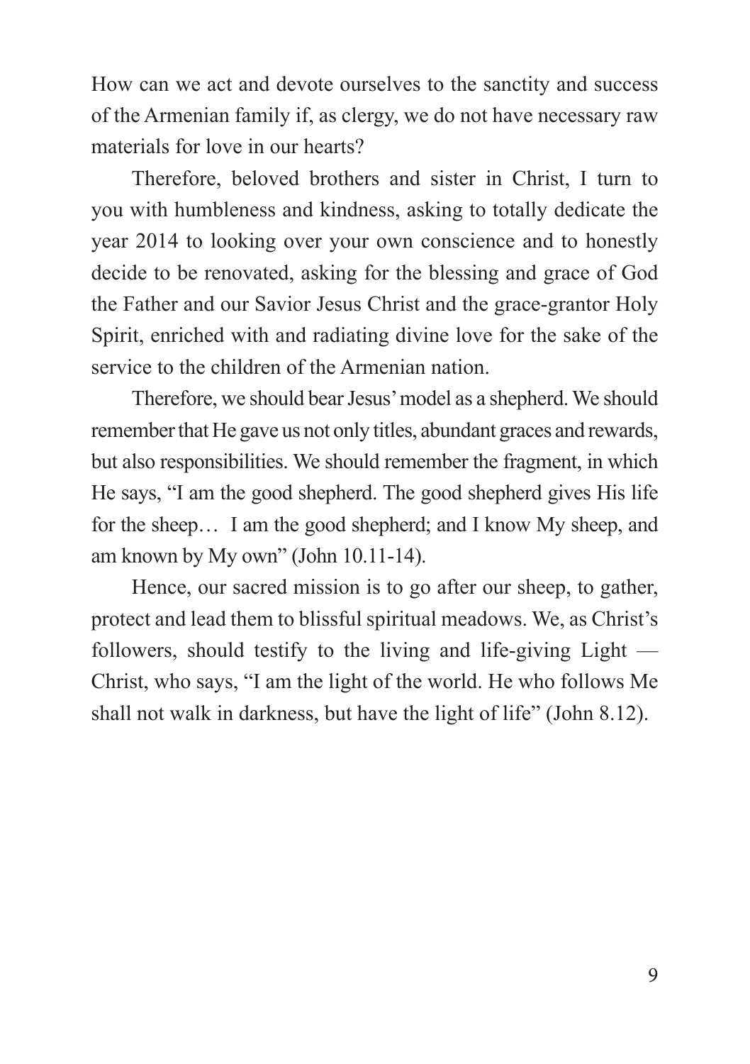How can we act and devote ourselves to the sanctity and success of the Armenian family if, as clergy, we do not have necessary raw materials for love in our hearts?

Therefore, beloved brothers and sister in Christ, I turn to you with humbleness and kindness, asking to totally dedicate the year 2014 to looking over your own conscience and to honestly decide to be renovated, asking for the blessing and grace of God the Father and our Savior Jesus Christ and the grace-grantor Holy Spirit, enriched with and radiating divine love for the sake of the service to the children of the Armenian nation.

Therefore, we should bear Jesus' model as a shepherd. We should remember that He gave us not only titles, abundant graces and rewards, but also responsibilities. We should remember the fragment, in which He says, "I am the good shepherd. The good shepherd gives His life for the sheep… I am the good shepherd; and I know My sheep, and am known by My own" (John 10.11-14).

Hence, our sacred mission is to go after our sheep, to gather, protect and lead them to blissful spiritual meadows. We, as Christ's followers, should testify to the living and life-giving Light — Christ, who says, "I am the light of the world. He who follows Me shall not walk in darkness, but have the light of life" (John 8.12).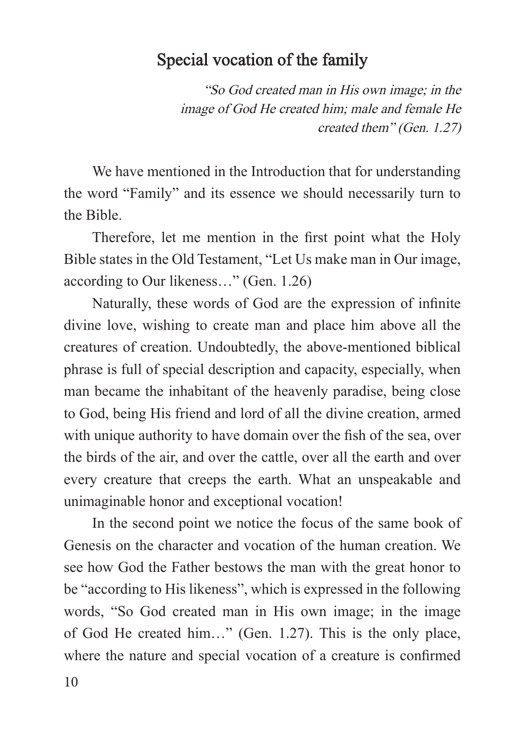## Special vocation of the family

*"So God created man in His own image; in the image of God He created him; male and female He created them" (Gen. 1.27)*

We have mentioned in the Introduction that for understanding the word "Family" and its essence we should necessarily turn to the Bible.

Therefore, let me mention in the first point what the Holy Bible states in the Old Testament, "Let Us make man in Our image, according to Our likeness…" (Gen. 1.26)

Naturally, these words of God are the expression of infinite divine love, wishing to create man and place him above all the creatures of creation. Undoubtedly, the above-mentioned biblical phrase is full of special description and capacity, especially, when man became the inhabitant of the heavenly paradise, being close to God, being His friend and lord of all the divine creation, armed with unique authority to have domain over the fish of the sea, over the birds of the air, and over the cattle, over all the earth and over every creature that creeps the earth. What an unspeakable and unimaginable honor and exceptional vocation!

In the second point we notice the focus of the same book of Genesis on the character and vocation of the human creation. We see how God the Father bestows the man with the great honor to be "according to His likeness", which is expressed in the following words, "So God created man in His own image; in the image of God He created him…" (Gen. 1.27). This is the only place, where the nature and special vocation of a creature is confirmed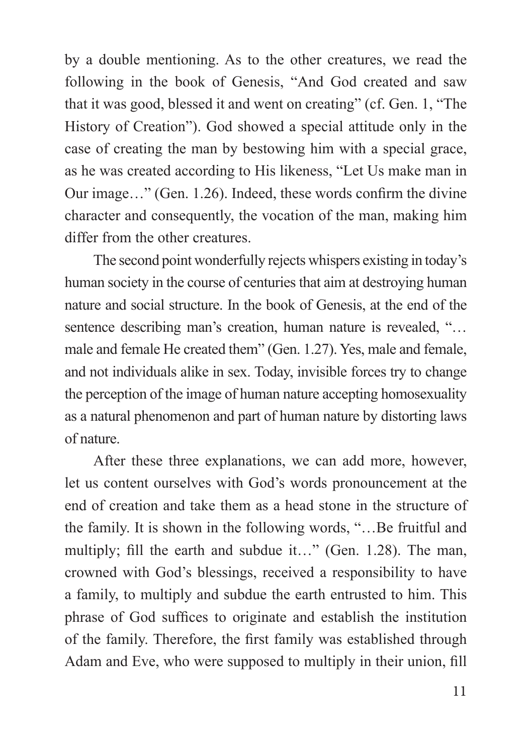by a double mentioning. As to the other creatures, we read the following in the book of Genesis, "And God created and saw that it was good, blessed it and went on creating" (cf. Gen. 1, "The History of Creation"). God showed a special attitude only in the case of creating the man by bestowing him with a special grace, as he was created according to His likeness, "Let Us make man in Our image…" (Gen. 1.26). Indeed, these words confirm the divine character and consequently, the vocation of the man, making him differ from the other creatures.

The second point wonderfully rejects whispers existing in today's human society in the course of centuries that aim at destroying human nature and social structure. In the book of Genesis, at the end of the sentence describing man's creation, human nature is revealed, "…male and female He created them" (Gen. 1.27). Yes, male and female, and not individuals alike in sex. Today, invisible forces try to change the perception of the image of human nature accepting homosexuality as a natural phenomenon and part of human nature by distorting laws of nature.

After these three explanations, we can add more, however, let us content ourselves with God's words pronouncement at the end of creation and take them as a head stone in the structure of the family. It is shown in the following words, "…Be fruitful and multiply; fill the earth and subdue it…" (Gen. 1.28). The man, crowned with God's blessings, received a responsibility to have a family, to multiply and subdue the earth entrusted to him. This phrase of God suffices to originate and establish the institution of the family. Therefore, the first family was established through Adam and Eve, who were supposed to multiply in their union, fill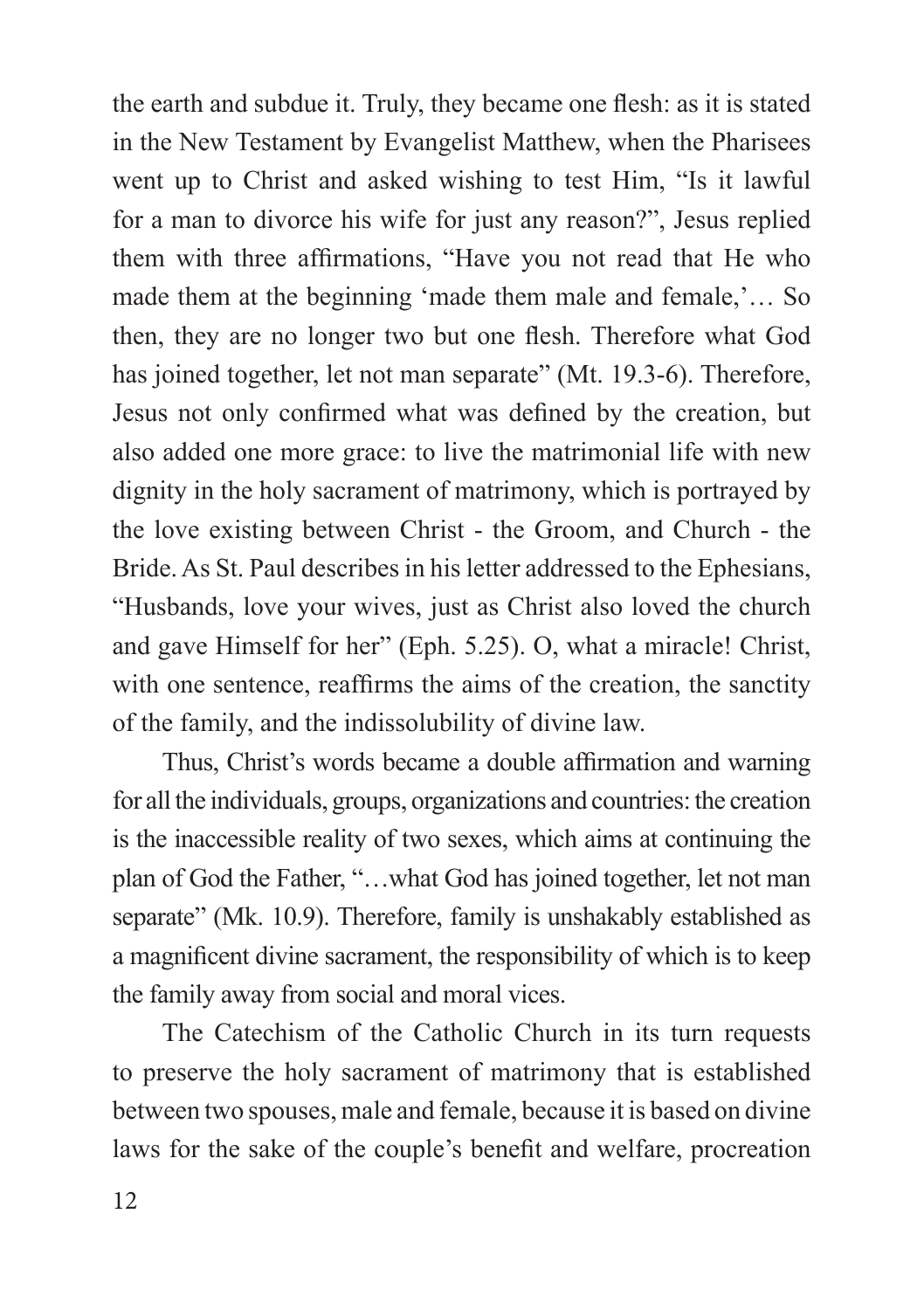the earth and subdue it. Truly, they became one flesh: as it is stated in the New Testament by Evangelist Matthew, when the Pharisees went up to Christ and asked wishing to test Him, "Is it lawful for a man to divorce his wife for just any reason?", Jesus replied them with three affirmations, "Have you not read that He who made them at the beginning 'made them male and female,'… So then, they are no longer two but one flesh. Therefore what God has joined together, let not man separate" (Mt. 19.3-6). Therefore, Jesus not only confirmed what was defined by the creation, but also added one more grace: to live the matrimonial life with new dignity in the holy sacrament of matrimony, which is portrayed by the love existing between Christ - the Groom, and Church - the Bride. As St. Paul describes in his letter addressed to the Ephesians, "Husbands, love your wives, just as Christ also loved the church and gave Himself for her" (Eph. 5.25). O, what a miracle! Christ, with one sentence, reaffirms the aims of the creation, the sanctity of the family, and the indissolubility of divine law.

Thus, Christ's words became a double affirmation and warning for all the individuals, groups, organizations and countries: the creation is the inaccessible reality of two sexes, which aims at continuing the plan of God the Father, "…what God has joined together, let not man separate" (Mk. 10.9). Therefore, family is unshakably established as a magnificent divine sacrament, the responsibility of which is to keep the family away from social and moral vices.

The Catechism of the Catholic Church in its turn requests to preserve the holy sacrament of matrimony that is established between two spouses, male and female, because it is based on divine laws for the sake of the couple's benefit and welfare, procreation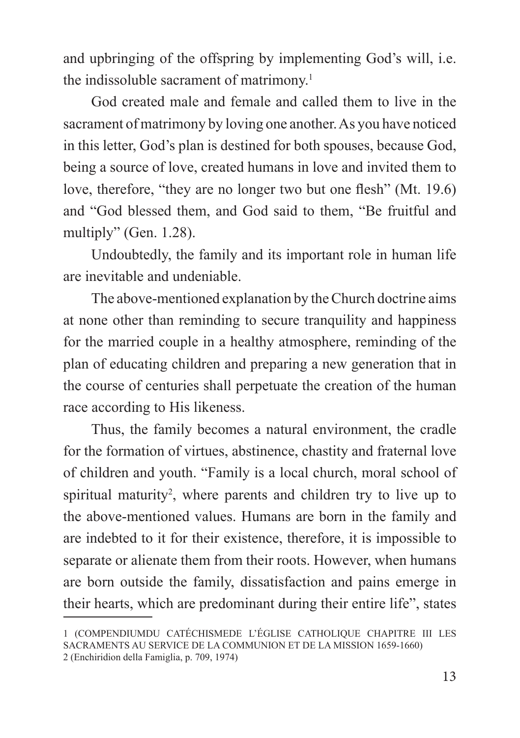and upbringing of the offspring by implementing God's will, i.e. the indissoluble sacrament of matrimony.[1]

God created male and female and called them to live in the sacrament of matrimony by loving one another. As you have noticed in this letter, God's plan is destined for both spouses, because God, being a source of love, created humans in love and invited them to love, therefore, "they are no longer two but one flesh" (Mt. 19.6) and "God blessed them, and God said to them, "Be fruitful and multiply" (Gen. 1.28).

Undoubtedly, the family and its important role in human life are inevitable and undeniable.

The above-mentioned explanation by the Church doctrine aims at none other than reminding to secure tranquility and happiness for the married couple in a healthy atmosphere, reminding of the plan of educating children and preparing a new generation that in the course of centuries shall perpetuate the creation of the human race according to His likeness.

Thus, the family becomes a natural environment, the cradle for the formation of virtues, abstinence, chastity and fraternal love of children and youth. "Family is a local church, moral school of spiritual maturity[2], where parents and children try to live up to the above-mentioned values. Humans are born in the family and are indebted to it for their existence, therefore, it is impossible to separate or alienate them from their roots. However, when humans are born outside the family, dissatisfaction and pains emerge in their hearts, which are predominant during their entire life", states

---

1 (COMPENDIUMDU CATÉCHISMEDE L'ÉGLISE CATHOLIQUE CHAPITRE III LES SACRAMENTS AU SERVICE DE LA COMMUNION ET DE LA MISSION 1659-1660)

2 (Enchiridion della Famiglia, p. 709, 1974)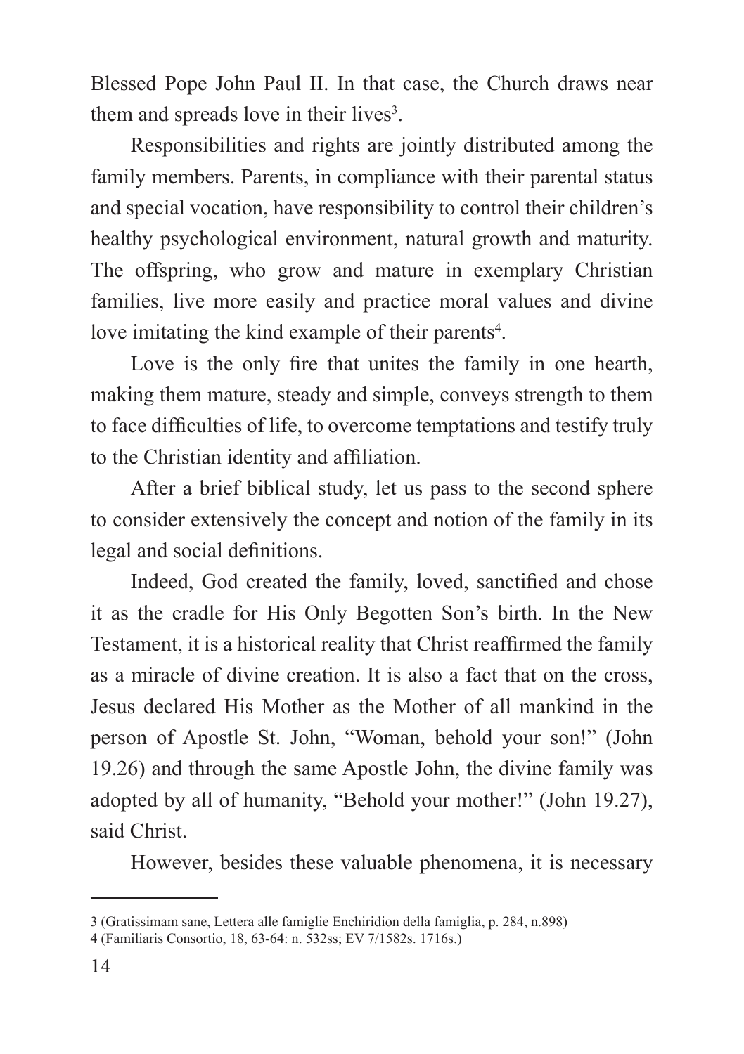Blessed Pope John Paul II. In that case, the Church draws near them and spreads love in their lives[3].

Responsibilities and rights are jointly distributed among the family members. Parents, in compliance with their parental status and special vocation, have responsibility to control their children's healthy psychological environment, natural growth and maturity. The offspring, who grow and mature in exemplary Christian families, live more easily and practice moral values and divine love imitating the kind example of their parents[4].

Love is the only fire that unites the family in one hearth, making them mature, steady and simple, conveys strength to them to face difficulties of life, to overcome temptations and testify truly to the Christian identity and affiliation.

After a brief biblical study, let us pass to the second sphere to consider extensively the concept and notion of the family in its legal and social definitions.

Indeed, God created the family, loved, sanctified and chose it as the cradle for His Only Begotten Son's birth. In the New Testament, it is a historical reality that Christ reaffirmed the family as a miracle of divine creation. It is also a fact that on the cross, Jesus declared His Mother as the Mother of all mankind in the person of Apostle St. John, "Woman, behold your son!" (John 19.26) and through the same Apostle John, the divine family was adopted by all of humanity, "Behold your mother!" (John 19.27), said Christ.

However, besides these valuable phenomena, it is necessary

---

3 (Gratissimam sane, Lettera alle famiglie Enchiridion della famiglia, p. 284, n.898)

4 (Familiaris Consortio, 18, 63-64: n. 532ss; EV 7/1582s. 1716s.)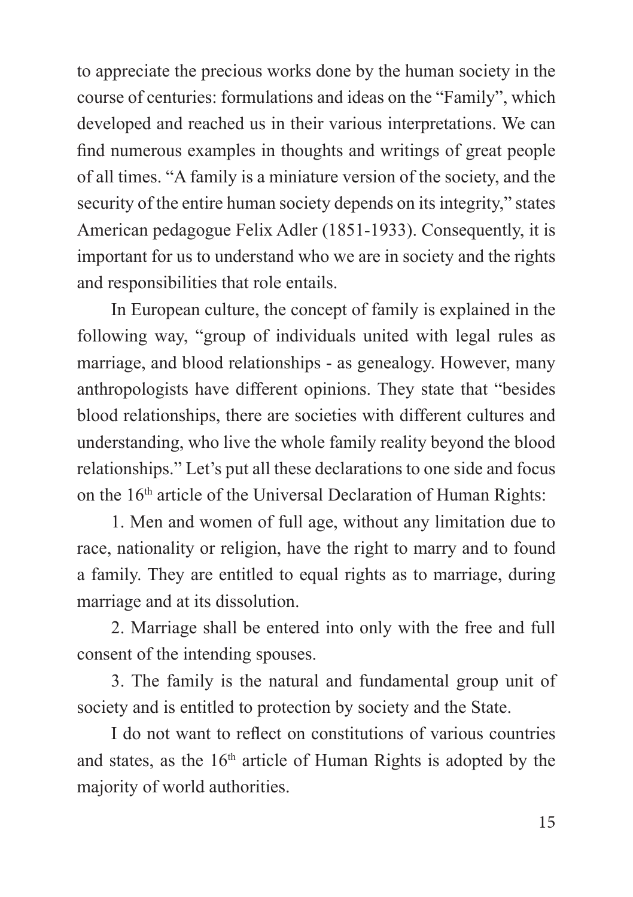to appreciate the precious works done by the human society in the course of centuries: formulations and ideas on the "Family", which developed and reached us in their various interpretations. We can find numerous examples in thoughts and writings of great people of all times. "A family is a miniature version of the society, and the security of the entire human society depends on its integrity," states American pedagogue Felix Adler (1851-1933). Consequently, it is important for us to understand who we are in society and the rights and responsibilities that role entails.

In European culture, the concept of family is explained in the following way, "group of individuals united with legal rules as marriage, and blood relationships - as genealogy. However, many anthropologists have different opinions. They state that "besides blood relationships, there are societies with different cultures and understanding, who live the whole family reality beyond the blood relationships." Let's put all these declarations to one side and focus on the 16th article of the Universal Declaration of Human Rights:

1. Men and women of full age, without any limitation due to race, nationality or religion, have the right to marry and to found a family. They are entitled to equal rights as to marriage, during marriage and at its dissolution.

2. Marriage shall be entered into only with the free and full consent of the intending spouses.

3. The family is the natural and fundamental group unit of society and is entitled to protection by society and the State.

I do not want to reflect on constitutions of various countries and states, as the 16th article of Human Rights is adopted by the majority of world authorities.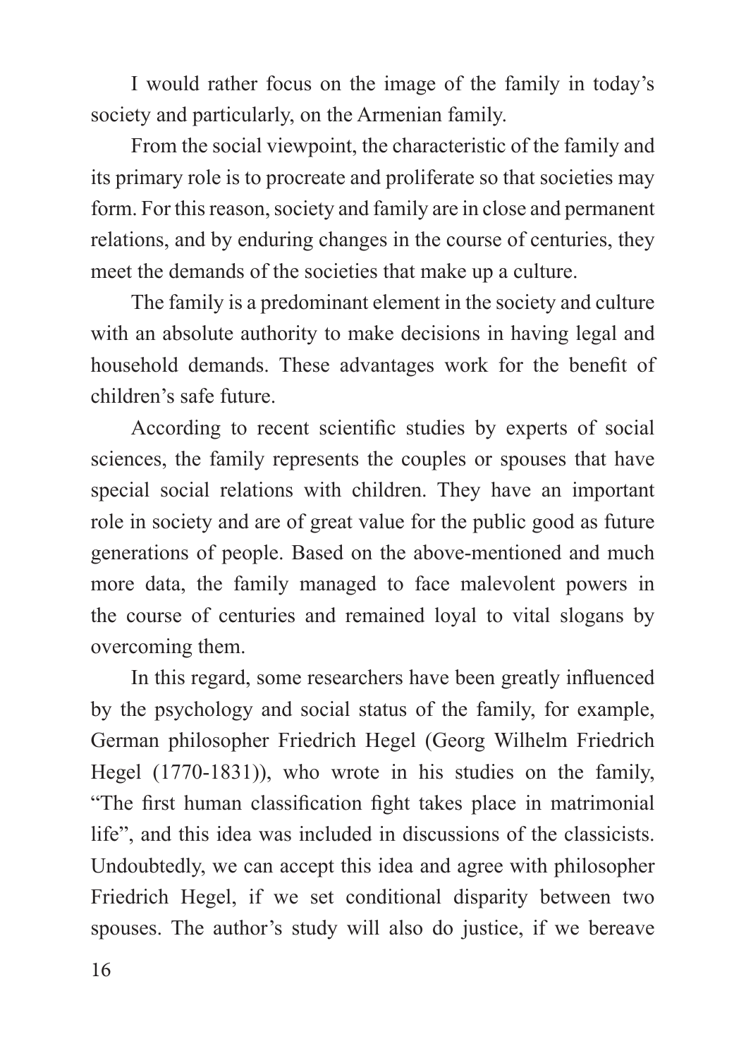I would rather focus on the image of the family in today's society and particularly, on the Armenian family.

From the social viewpoint, the characteristic of the family and its primary role is to procreate and proliferate so that societies may form. For this reason, society and family are in close and permanent relations, and by enduring changes in the course of centuries, they meet the demands of the societies that make up a culture.

The family is a predominant element in the society and culture with an absolute authority to make decisions in having legal and household demands. These advantages work for the benefit of children's safe future.

According to recent scientific studies by experts of social sciences, the family represents the couples or spouses that have special social relations with children. They have an important role in society and are of great value for the public good as future generations of people. Based on the above-mentioned and much more data, the family managed to face malevolent powers in the course of centuries and remained loyal to vital slogans by overcoming them.

In this regard, some researchers have been greatly influenced by the psychology and social status of the family, for example, German philosopher Friedrich Hegel (Georg Wilhelm Friedrich Hegel (1770-1831)), who wrote in his studies on the family, "The first human classification fight takes place in matrimonial life", and this idea was included in discussions of the classicists. Undoubtedly, we can accept this idea and agree with philosopher Friedrich Hegel, if we set conditional disparity between two spouses. The author's study will also do justice, if we bereave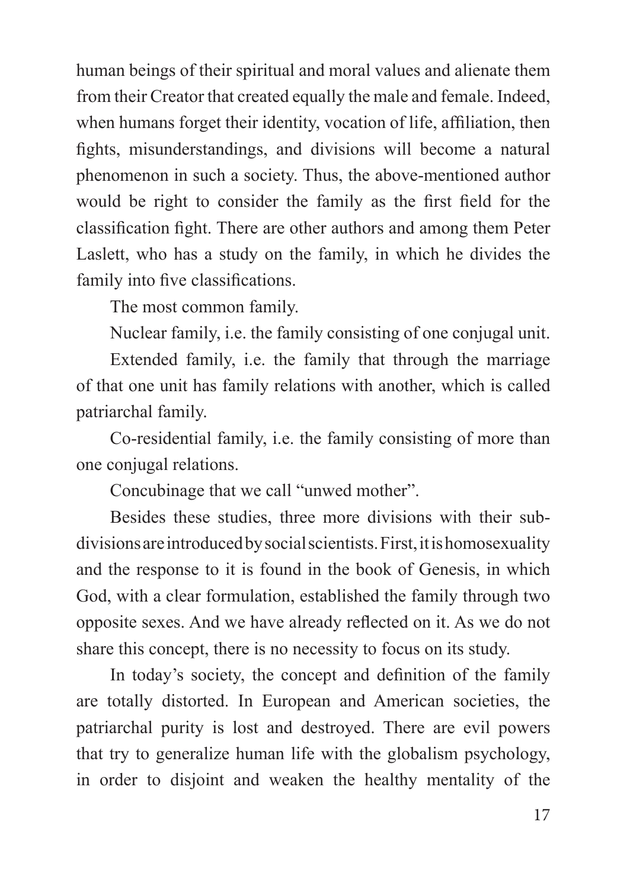human beings of their spiritual and moral values and alienate them from their Creator that created equally the male and female. Indeed, when humans forget their identity, vocation of life, affiliation, then fights, misunderstandings, and divisions will become a natural phenomenon in such a society. Thus, the above-mentioned author would be right to consider the family as the first field for the classification fight. There are other authors and among them Peter Laslett, who has a study on the family, in which he divides the family into five classifications.

The most common family.

Nuclear family, i.e. the family consisting of one conjugal unit.

Extended family, i.e. the family that through the marriage of that one unit has family relations with another, which is called patriarchal family.

Co-residential family, i.e. the family consisting of more than one conjugal relations.

Concubinage that we call "unwed mother".

Besides these studies, three more divisions with their sub-divisions are introduced by social scientists. First, it is homosexuality and the response to it is found in the book of Genesis, in which God, with a clear formulation, established the family through two opposite sexes. And we have already reflected on it. As we do not share this concept, there is no necessity to focus on its study.

In today's society, the concept and definition of the family are totally distorted. In European and American societies, the patriarchal purity is lost and destroyed. There are evil powers that try to generalize human life with the globalism psychology, in order to disjoint and weaken the healthy mentality of the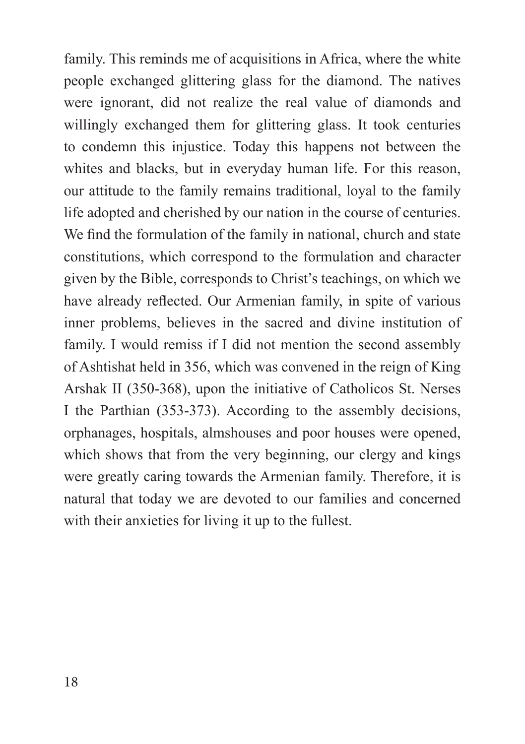family. This reminds me of acquisitions in Africa, where the white people exchanged glittering glass for the diamond. The natives were ignorant, did not realize the real value of diamonds and willingly exchanged them for glittering glass. It took centuries to condemn this injustice. Today this happens not between the whites and blacks, but in everyday human life. For this reason, our attitude to the family remains traditional, loyal to the family life adopted and cherished by our nation in the course of centuries. We find the formulation of the family in national, church and state constitutions, which correspond to the formulation and character given by the Bible, corresponds to Christ's teachings, on which we have already reflected. Our Armenian family, in spite of various inner problems, believes in the sacred and divine institution of family. I would remiss if I did not mention the second assembly of Ashtishat held in 356, which was convened in the reign of King Arshak II (350-368), upon the initiative of Catholicos St. Nerses I the Parthian (353-373). According to the assembly decisions, orphanages, hospitals, almshouses and poor houses were opened, which shows that from the very beginning, our clergy and kings were greatly caring towards the Armenian family. Therefore, it is natural that today we are devoted to our families and concerned with their anxieties for living it up to the fullest.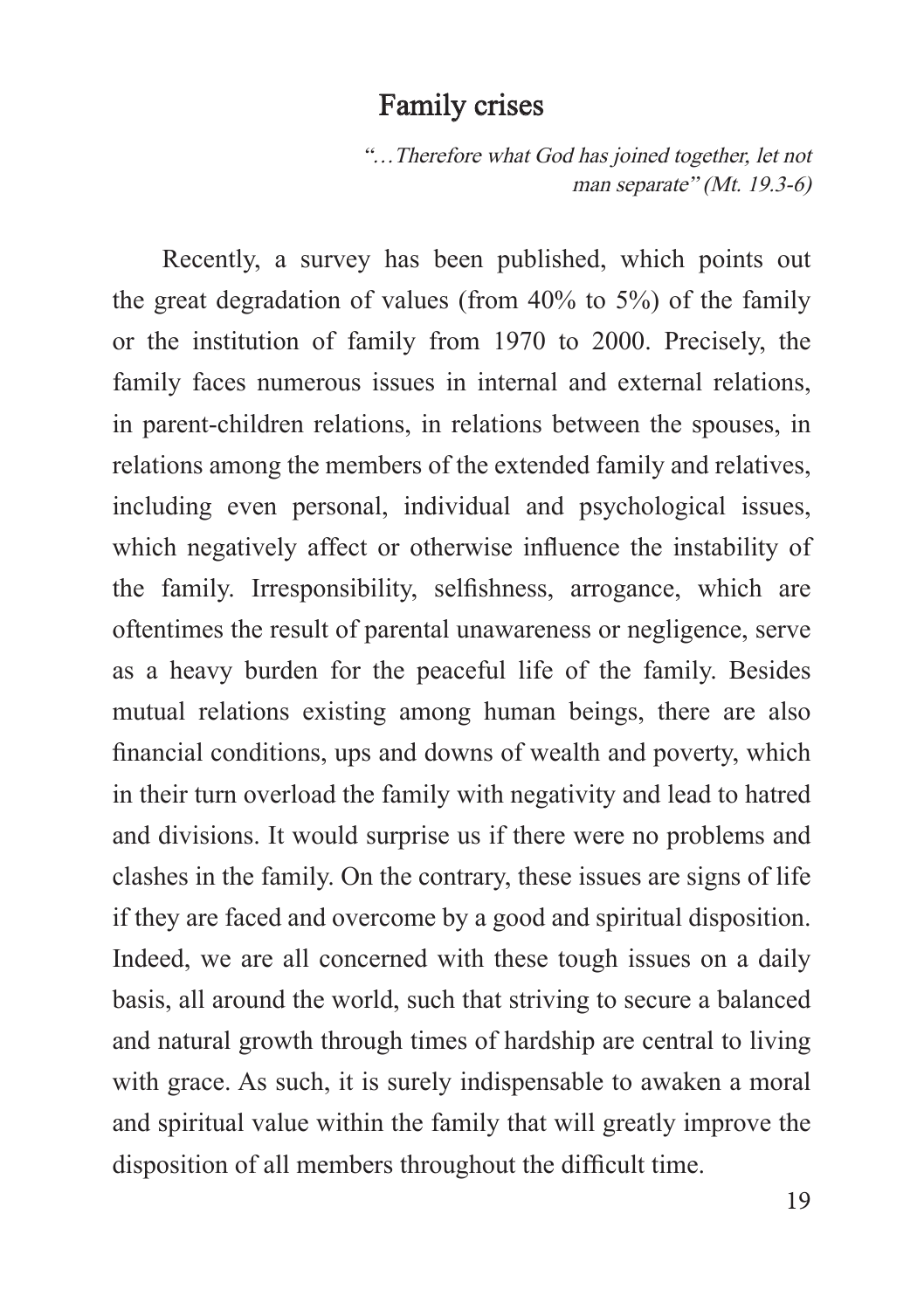## Family crises

*"…Therefore what God has joined together, let not man separate" (Mt. 19.3-6)*

Recently, a survey has been published, which points out the great degradation of values (from 40% to 5%) of the family or the institution of family from 1970 to 2000. Precisely, the family faces numerous issues in internal and external relations, in parent-children relations, in relations between the spouses, in relations among the members of the extended family and relatives, including even personal, individual and psychological issues, which negatively affect or otherwise influence the instability of the family. Irresponsibility, selfishness, arrogance, which are oftentimes the result of parental unawareness or negligence, serve as a heavy burden for the peaceful life of the family. Besides mutual relations existing among human beings, there are also financial conditions, ups and downs of wealth and poverty, which in their turn overload the family with negativity and lead to hatred and divisions. It would surprise us if there were no problems and clashes in the family. On the contrary, these issues are signs of life if they are faced and overcome by a good and spiritual disposition. Indeed, we are all concerned with these tough issues on a daily basis, all around the world, such that striving to secure a balanced and natural growth through times of hardship are central to living with grace. As such, it is surely indispensable to awaken a moral and spiritual value within the family that will greatly improve the disposition of all members throughout the difficult time.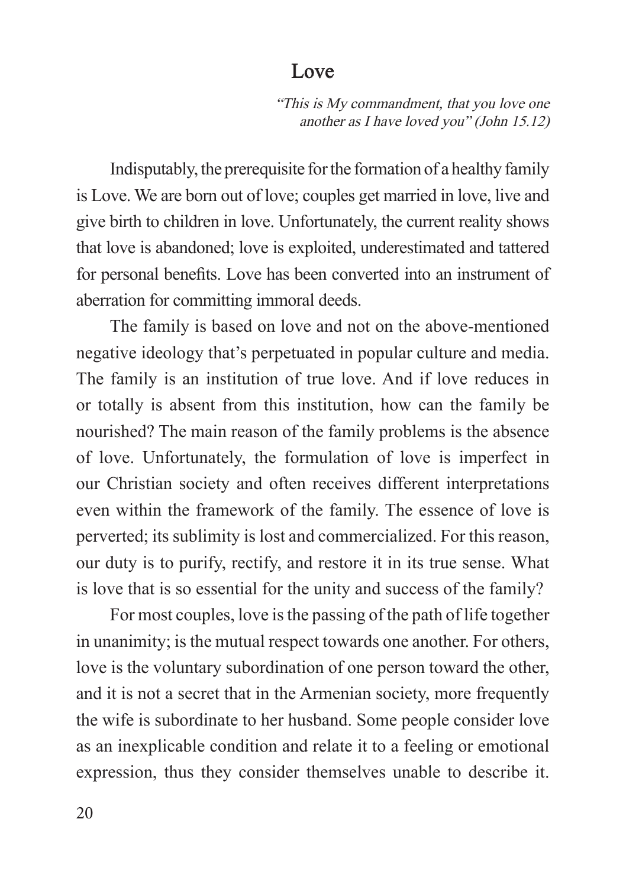## Love

*"This is My commandment, that you love one another as I have loved you" (John 15.12)*

Indisputably, the prerequisite for the formation of a healthy family is Love. We are born out of love; couples get married in love, live and give birth to children in love. Unfortunately, the current reality shows that love is abandoned; love is exploited, underestimated and tattered for personal benefits. Love has been converted into an instrument of aberration for committing immoral deeds.

The family is based on love and not on the above-mentioned negative ideology that's perpetuated in popular culture and media. The family is an institution of true love. And if love reduces in or totally is absent from this institution, how can the family be nourished? The main reason of the family problems is the absence of love. Unfortunately, the formulation of love is imperfect in our Christian society and often receives different interpretations even within the framework of the family. The essence of love is perverted; its sublimity is lost and commercialized. For this reason, our duty is to purify, rectify, and restore it in its true sense. What is love that is so essential for the unity and success of the family?

For most couples, love is the passing of the path of life together in unanimity; is the mutual respect towards one another. For others, love is the voluntary subordination of one person toward the other, and it is not a secret that in the Armenian society, more frequently the wife is subordinate to her husband. Some people consider love as an inexplicable condition and relate it to a feeling or emotional expression, thus they consider themselves unable to describe it.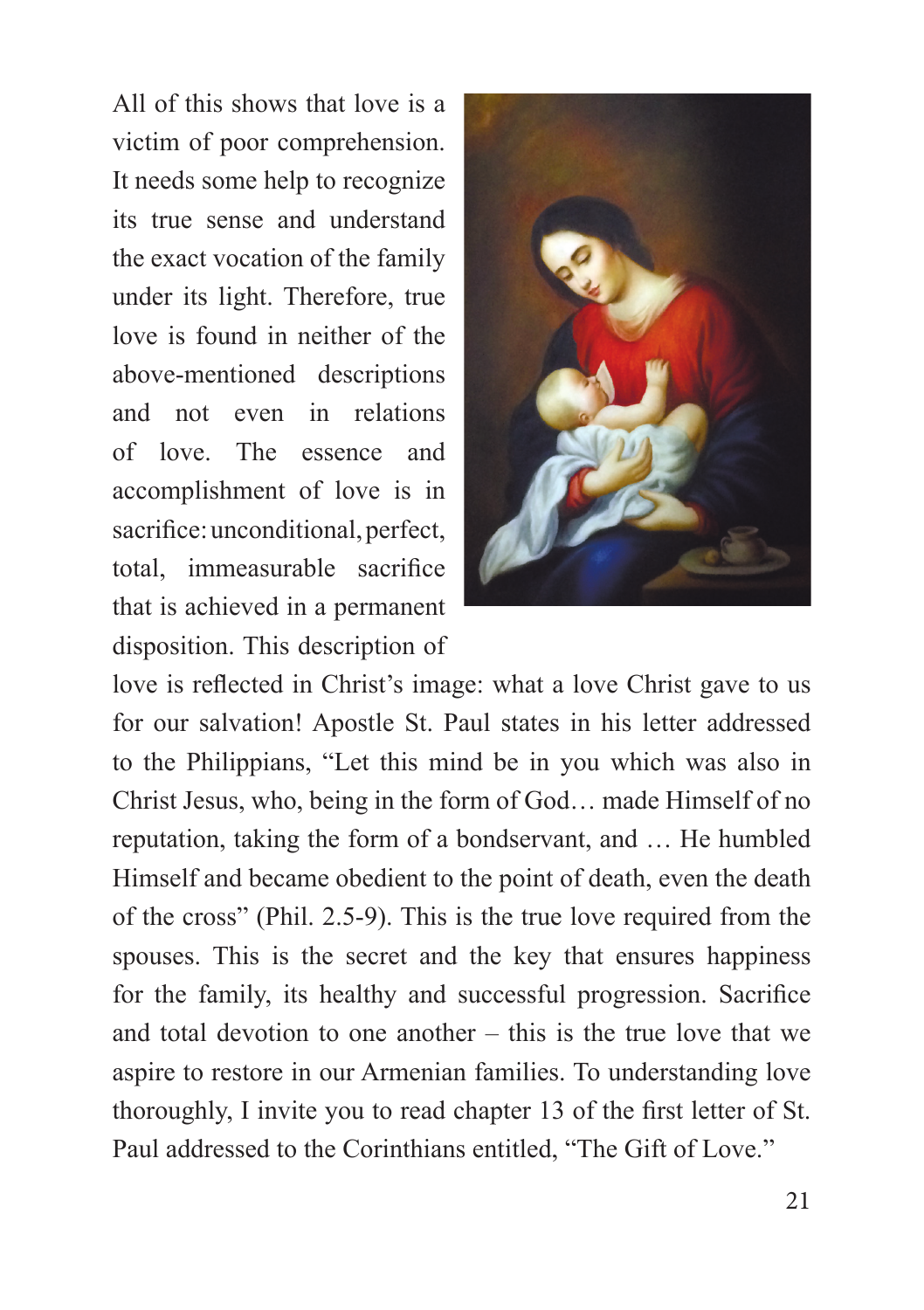All of this shows that love is a victim of poor comprehension. It needs some help to recognize its true sense and understand the exact vocation of the family under its light. Therefore, true love is found in neither of the above-mentioned descriptions and not even in relations of love. The essence and accomplishment of love is in sacrifice: unconditional, perfect, total, immeasurable sacrifice that is achieved in a permanent disposition. This description of love is reflected in Christ's image: what a love Christ gave to us for our salvation! Apostle St. Paul states in his letter addressed to the Philippians, "Let this mind be in you which was also in Christ Jesus, who, being in the form of God… made Himself of no reputation, taking the form of a bondservant, and … He humbled Himself and became obedient to the point of death, even the death of the cross" (Phil. 2.5-9). This is the true love required from the spouses. This is the secret and the key that ensures happiness for the family, its healthy and successful progression. Sacrifice and total devotion to one another – this is the true love that we aspire to restore in our Armenian families. To understanding love thoroughly, I invite you to read chapter 13 of the first letter of St. Paul addressed to the Corinthians entitled, "The Gift of Love."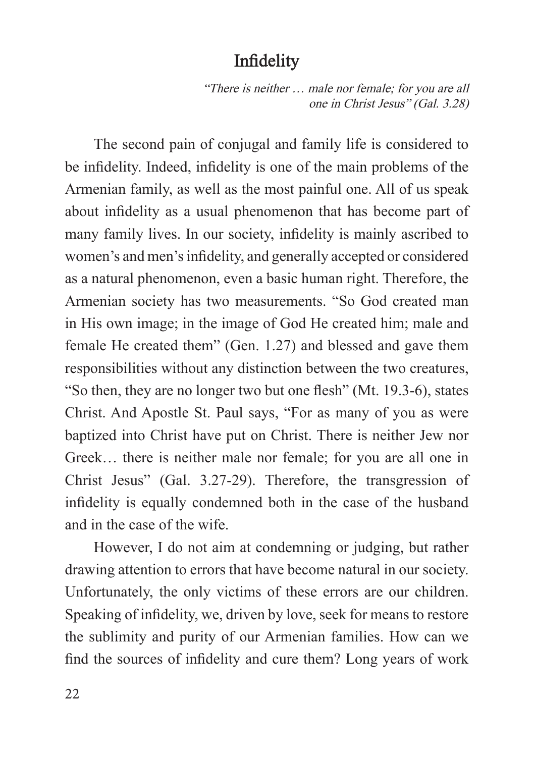## Infidelity

*"There is neither … male nor female; for you are all one in Christ Jesus" (Gal. 3.28)*

The second pain of conjugal and family life is considered to be infidelity. Indeed, infidelity is one of the main problems of the Armenian family, as well as the most painful one. All of us speak about infidelity as a usual phenomenon that has become part of many family lives. In our society, infidelity is mainly ascribed to women's and men's infidelity, and generally accepted or considered as a natural phenomenon, even a basic human right. Therefore, the Armenian society has two measurements. "So God created man in His own image; in the image of God He created him; male and female He created them" (Gen. 1.27) and blessed and gave them responsibilities without any distinction between the two creatures, "So then, they are no longer two but one flesh" (Mt. 19.3-6), states Christ. And Apostle St. Paul says, "For as many of you as were baptized into Christ have put on Christ. There is neither Jew nor Greek… there is neither male nor female; for you are all one in Christ Jesus" (Gal. 3.27-29). Therefore, the transgression of infidelity is equally condemned both in the case of the husband and in the case of the wife.

However, I do not aim at condemning or judging, but rather drawing attention to errors that have become natural in our society. Unfortunately, the only victims of these errors are our children. Speaking of infidelity, we, driven by love, seek for means to restore the sublimity and purity of our Armenian families. How can we find the sources of infidelity and cure them? Long years of work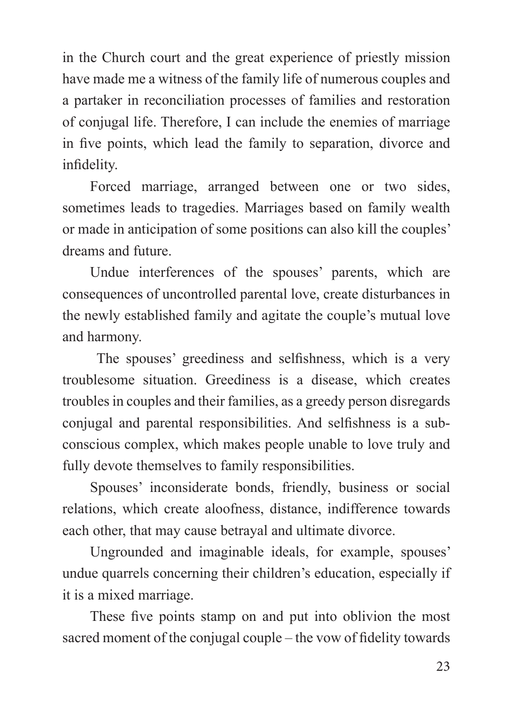in the Church court and the great experience of priestly mission have made me a witness of the family life of numerous couples and a partaker in reconciliation processes of families and restoration of conjugal life. Therefore, I can include the enemies of marriage in five points, which lead the family to separation, divorce and infidelity.

Forced marriage, arranged between one or two sides, sometimes leads to tragedies. Marriages based on family wealth or made in anticipation of some positions can also kill the couples' dreams and future.

Undue interferences of the spouses' parents, which are consequences of uncontrolled parental love, create disturbances in the newly established family and agitate the couple's mutual love and harmony.

The spouses' greediness and selfishness, which is a very troublesome situation. Greediness is a disease, which creates troubles in couples and their families, as a greedy person disregards conjugal and parental responsibilities. And selfishness is a sub-conscious complex, which makes people unable to love truly and fully devote themselves to family responsibilities.

Spouses' inconsiderate bonds, friendly, business or social relations, which create aloofness, distance, indifference towards each other, that may cause betrayal and ultimate divorce.

Ungrounded and imaginable ideals, for example, spouses' undue quarrels concerning their children's education, especially if it is a mixed marriage.

These five points stamp on and put into oblivion the most sacred moment of the conjugal couple – the vow of fidelity towards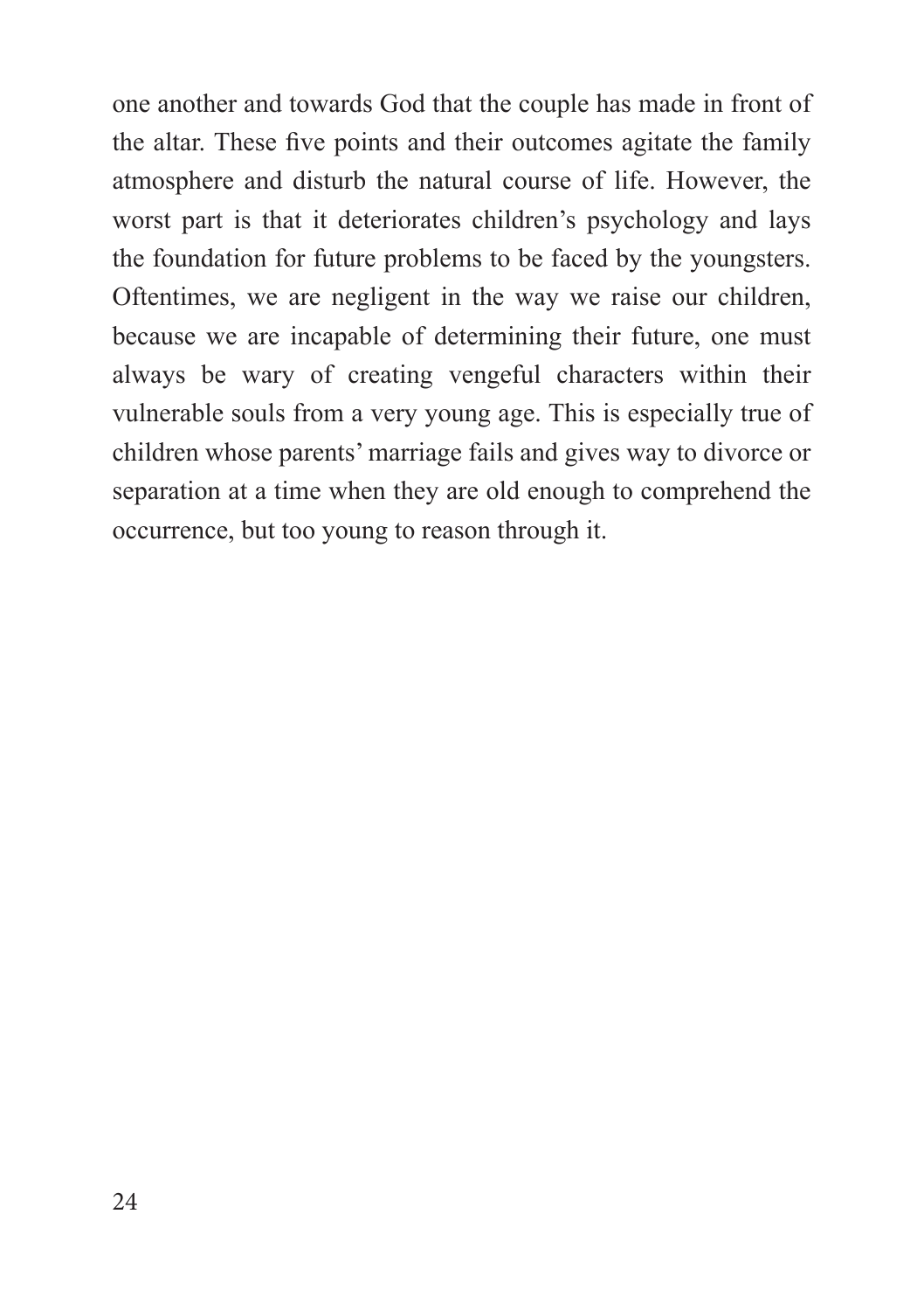one another and towards God that the couple has made in front of the altar. These five points and their outcomes agitate the family atmosphere and disturb the natural course of life. However, the worst part is that it deteriorates children's psychology and lays the foundation for future problems to be faced by the youngsters. Oftentimes, we are negligent in the way we raise our children, because we are incapable of determining their future, one must always be wary of creating vengeful characters within their vulnerable souls from a very young age. This is especially true of children whose parents' marriage fails and gives way to divorce or separation at a time when they are old enough to comprehend the occurrence, but too young to reason through it.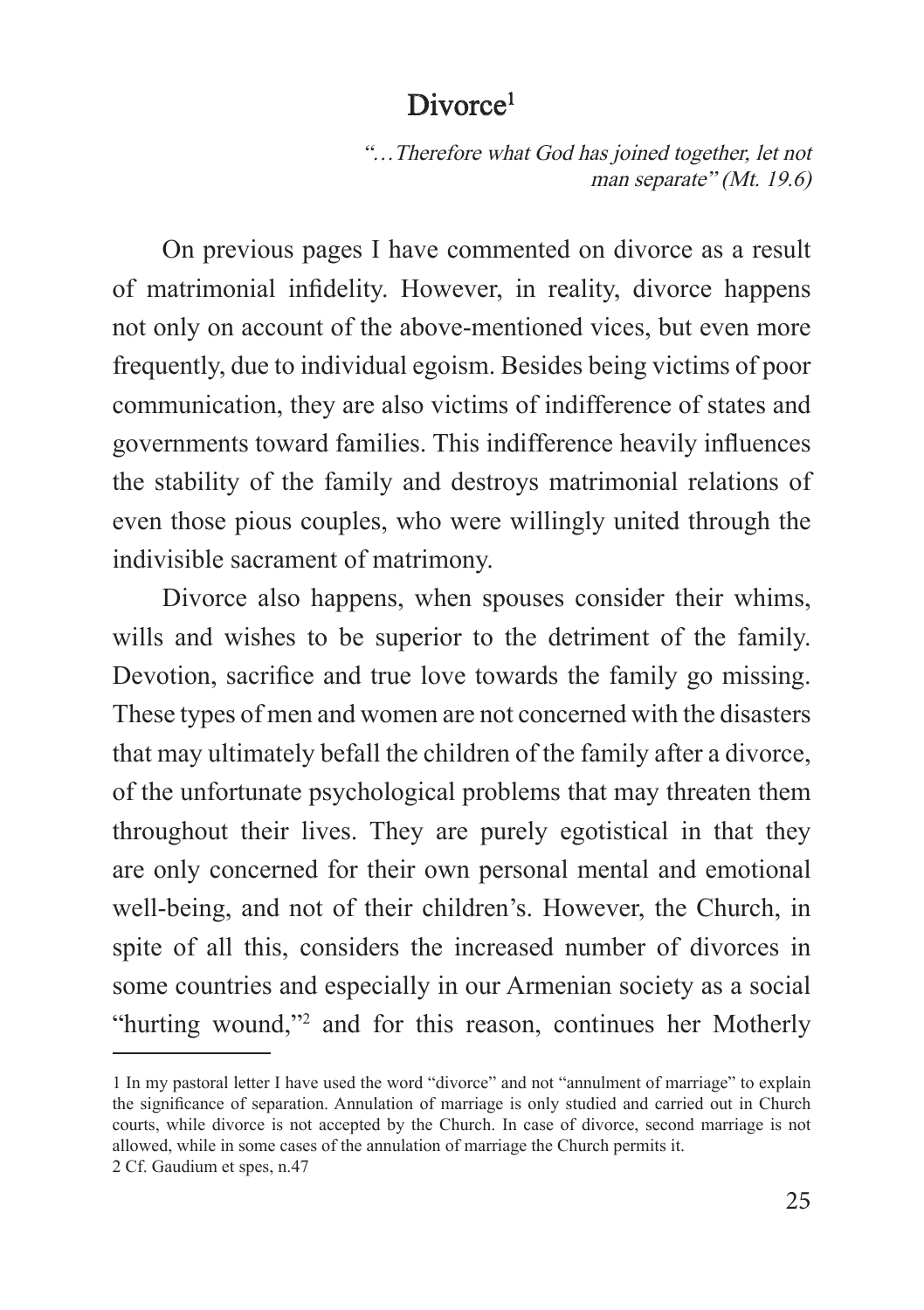## Divorce[1]

*"…Therefore what God has joined together, let not man separate" (Mt. 19.6)*

On previous pages I have commented on divorce as a result of matrimonial infidelity. However, in reality, divorce happens not only on account of the above-mentioned vices, but even more frequently, due to individual egoism. Besides being victims of poor communication, they are also victims of indifference of states and governments toward families. This indifference heavily influences the stability of the family and destroys matrimonial relations of even those pious couples, who were willingly united through the indivisible sacrament of matrimony.

Divorce also happens, when spouses consider their whims, wills and wishes to be superior to the detriment of the family. Devotion, sacrifice and true love towards the family go missing. These types of men and women are not concerned with the disasters that may ultimately befall the children of the family after a divorce, of the unfortunate psychological problems that may threaten them throughout their lives. They are purely egotistical in that they are only concerned for their own personal mental and emotional well-being, and not of their children's. However, the Church, in spite of all this, considers the increased number of divorces in some countries and especially in our Armenian society as a social "hurting wound,"[2] and for this reason, continues her Motherly

---

1 In my pastoral letter I have used the word "divorce" and not "annulment of marriage" to explain the significance of separation. Annulation of marriage is only studied and carried out in Church courts, while divorce is not accepted by the Church. In case of divorce, second marriage is not allowed, while in some cases of the annulation of marriage the Church permits it.

2 Cf. Gaudium et spes, n.47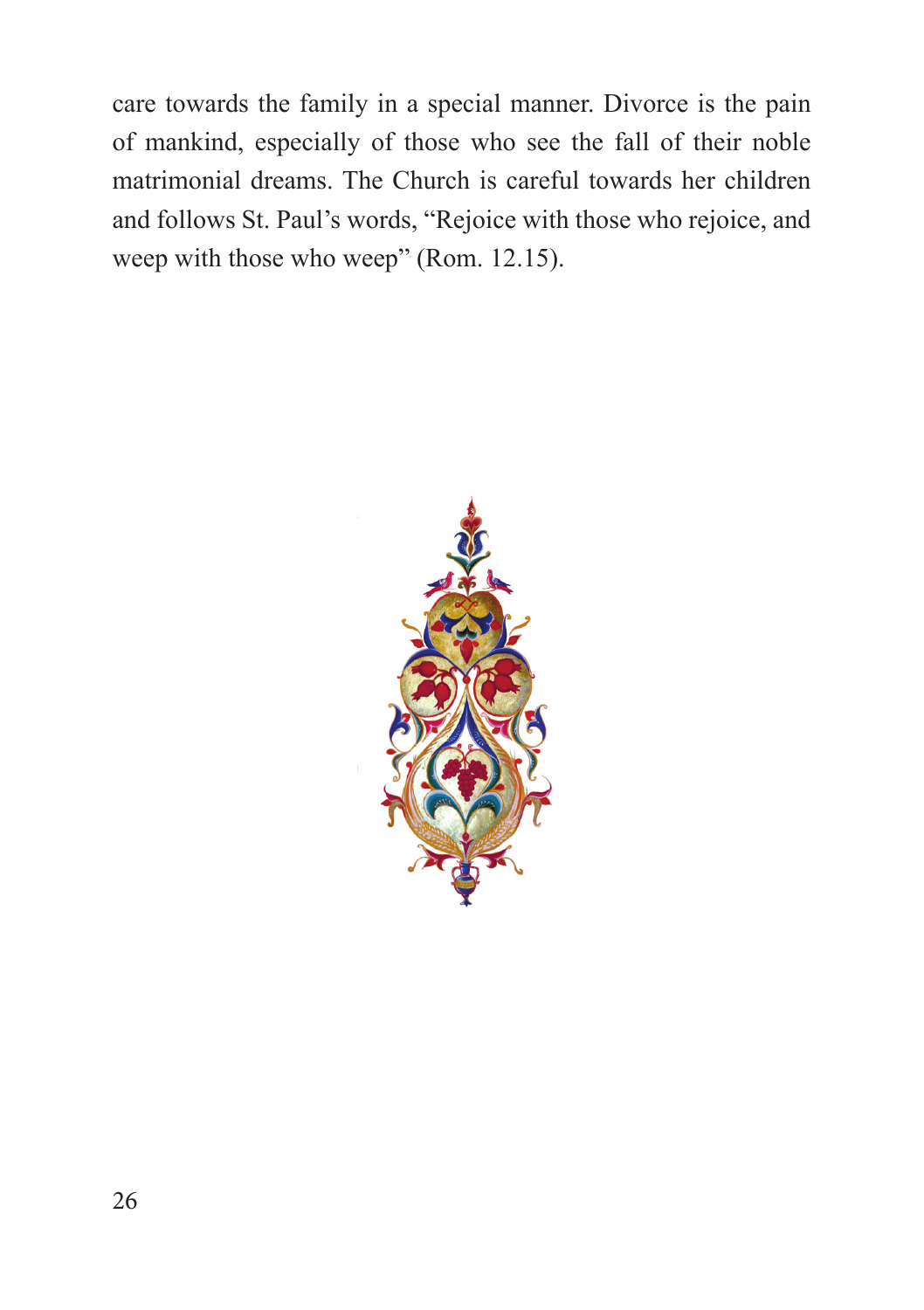care towards the family in a special manner. Divorce is the pain of mankind, especially of those who see the fall of their noble matrimonial dreams. The Church is careful towards her children and follows St. Paul's words, "Rejoice with those who rejoice, and weep with those who weep" (Rom. 12.15).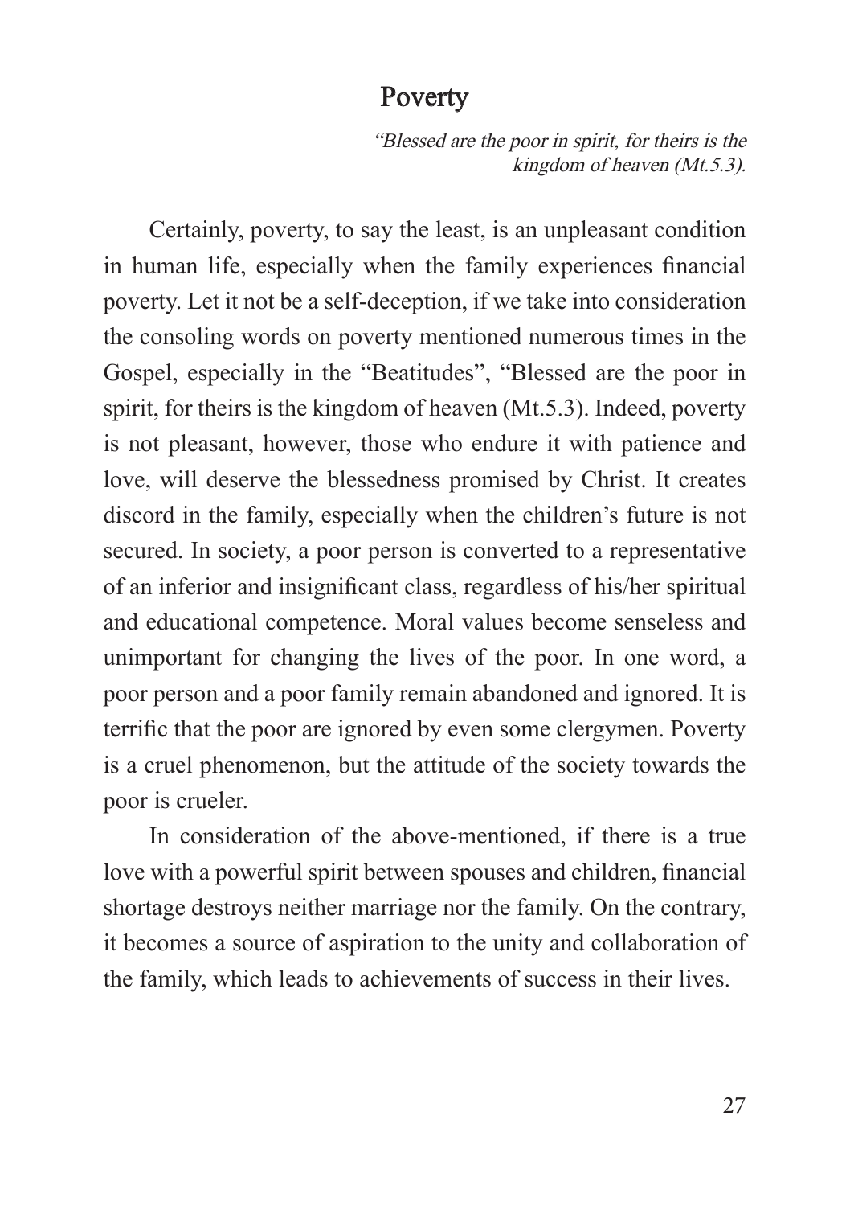## Poverty

*"Blessed are the poor in spirit, for theirs is the kingdom of heaven (Mt.5.3).*

Certainly, poverty, to say the least, is an unpleasant condition in human life, especially when the family experiences financial poverty. Let it not be a self-deception, if we take into consideration the consoling words on poverty mentioned numerous times in the Gospel, especially in the "Beatitudes", "Blessed are the poor in spirit, for theirs is the kingdom of heaven (Mt.5.3). Indeed, poverty is not pleasant, however, those who endure it with patience and love, will deserve the blessedness promised by Christ. It creates discord in the family, especially when the children's future is not secured. In society, a poor person is converted to a representative of an inferior and insignificant class, regardless of his/her spiritual and educational competence. Moral values become senseless and unimportant for changing the lives of the poor. In one word, a poor person and a poor family remain abandoned and ignored. It is terrific that the poor are ignored by even some clergymen. Poverty is a cruel phenomenon, but the attitude of the society towards the poor is crueler.

In consideration of the above-mentioned, if there is a true love with a powerful spirit between spouses and children, financial shortage destroys neither marriage nor the family. On the contrary, it becomes a source of aspiration to the unity and collaboration of the family, which leads to achievements of success in their lives.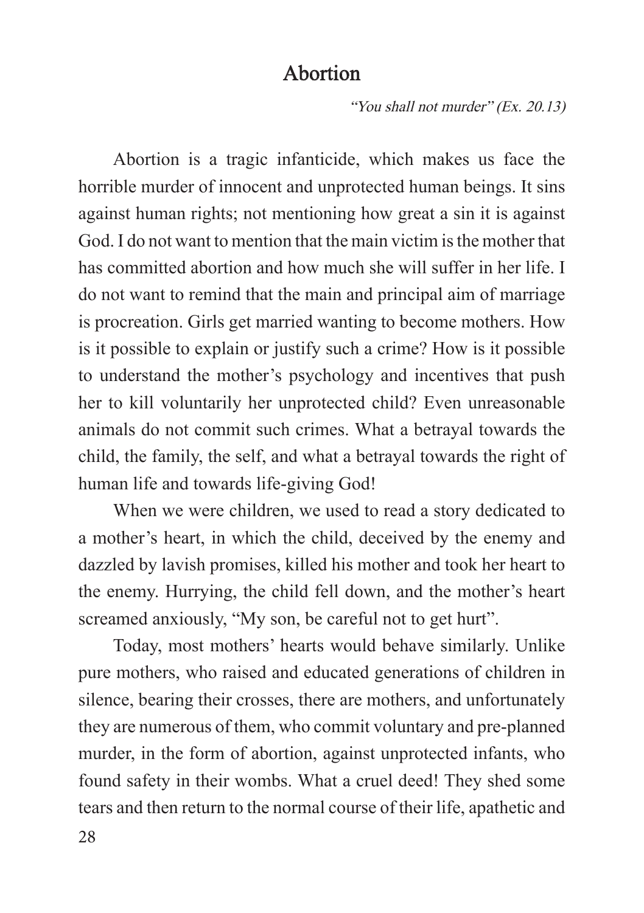# Abortion

*"You shall not murder" (Ex. 20.13)*

Abortion is a tragic infanticide, which makes us face the horrible murder of innocent and unprotected human beings. It sins against human rights; not mentioning how great a sin it is against God. I do not want to mention that the main victim is the mother that has committed abortion and how much she will suffer in her life. I do not want to remind that the main and principal aim of marriage is procreation. Girls get married wanting to become mothers. How is it possible to explain or justify such a crime? How is it possible to understand the mother's psychology and incentives that push her to kill voluntarily her unprotected child? Even unreasonable animals do not commit such crimes. What a betrayal towards the child, the family, the self, and what a betrayal towards the right of human life and towards life-giving God!

When we were children, we used to read a story dedicated to a mother's heart, in which the child, deceived by the enemy and dazzled by lavish promises, killed his mother and took her heart to the enemy. Hurrying, the child fell down, and the mother's heart screamed anxiously, "My son, be careful not to get hurt".

Today, most mothers' hearts would behave similarly. Unlike pure mothers, who raised and educated generations of children in silence, bearing their crosses, there are mothers, and unfortunately they are numerous of them, who commit voluntary and pre-planned murder, in the form of abortion, against unprotected infants, who found safety in their wombs. What a cruel deed! They shed some tears and then return to the normal course of their life, apathetic and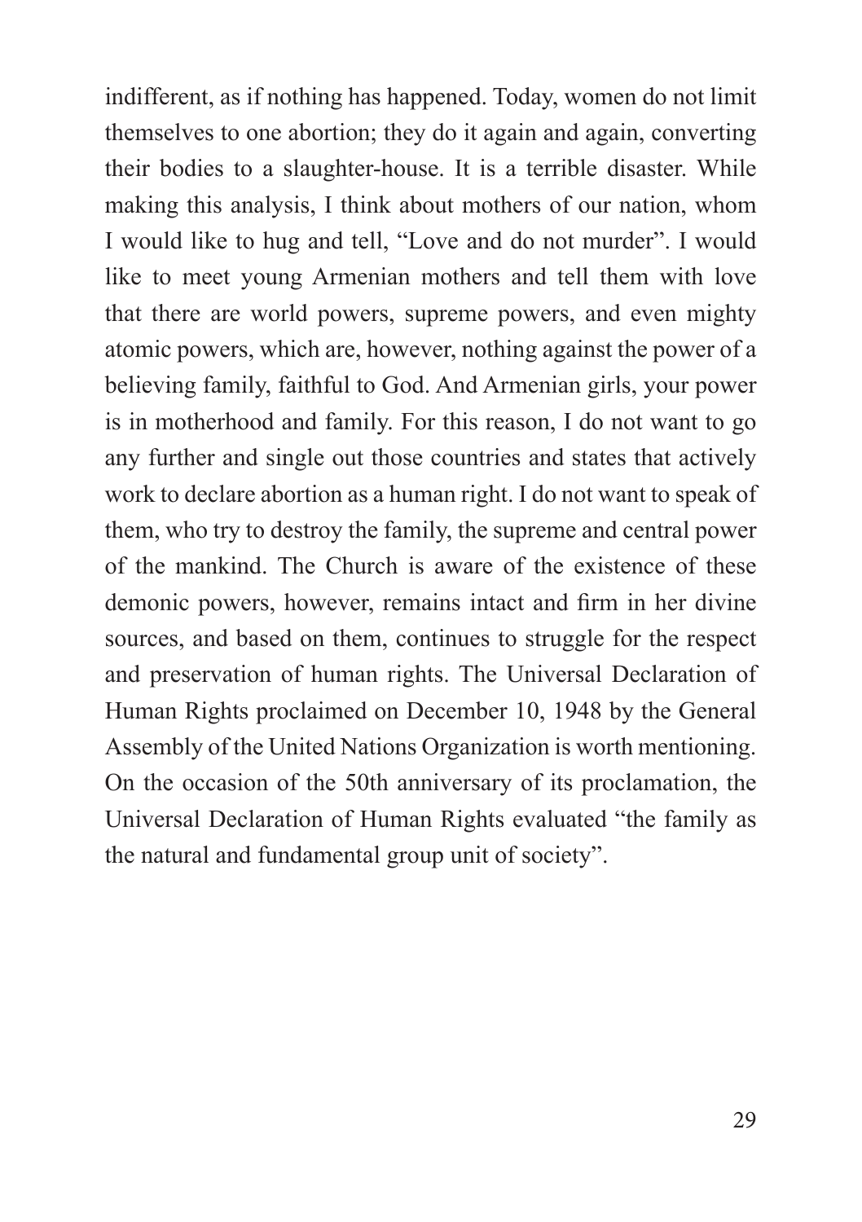indifferent, as if nothing has happened. Today, women do not limit themselves to one abortion; they do it again and again, converting their bodies to a slaughter-house. It is a terrible disaster. While making this analysis, I think about mothers of our nation, whom I would like to hug and tell, "Love and do not murder". I would like to meet young Armenian mothers and tell them with love that there are world powers, supreme powers, and even mighty atomic powers, which are, however, nothing against the power of a believing family, faithful to God. And Armenian girls, your power is in motherhood and family. For this reason, I do not want to go any further and single out those countries and states that actively work to declare abortion as a human right. I do not want to speak of them, who try to destroy the family, the supreme and central power of the mankind. The Church is aware of the existence of these demonic powers, however, remains intact and firm in her divine sources, and based on them, continues to struggle for the respect and preservation of human rights. The Universal Declaration of Human Rights proclaimed on December 10, 1948 by the General Assembly of the United Nations Organization is worth mentioning. On the occasion of the 50th anniversary of its proclamation, the Universal Declaration of Human Rights evaluated "the family as the natural and fundamental group unit of society".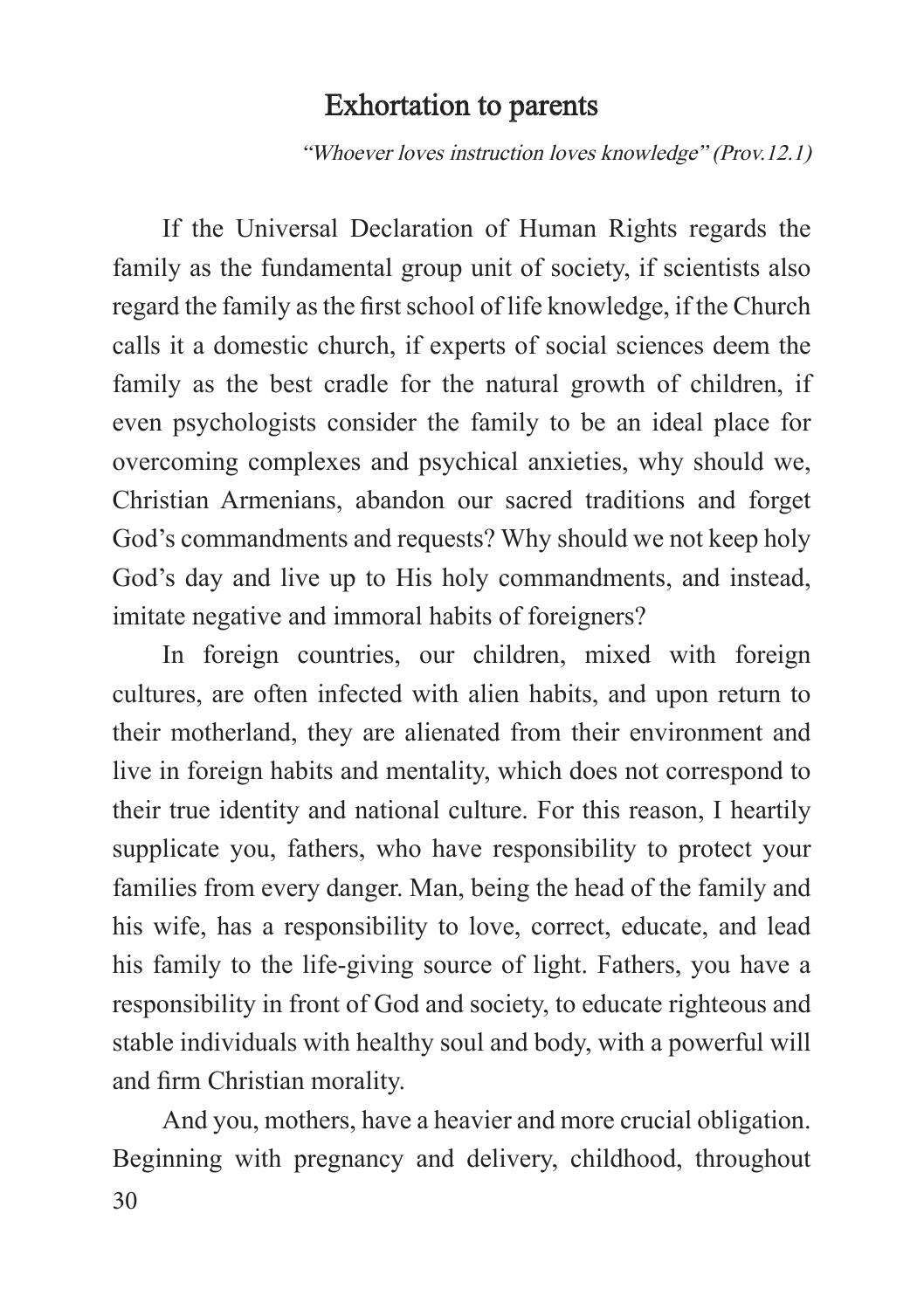## Exhortation to parents

*"Whoever loves instruction loves knowledge" (Prov.12.1)*

If the Universal Declaration of Human Rights regards the family as the fundamental group unit of society, if scientists also regard the family as the first school of life knowledge, if the Church calls it a domestic church, if experts of social sciences deem the family as the best cradle for the natural growth of children, if even psychologists consider the family to be an ideal place for overcoming complexes and psychical anxieties, why should we, Christian Armenians, abandon our sacred traditions and forget God's commandments and requests? Why should we not keep holy God's day and live up to His holy commandments, and instead, imitate negative and immoral habits of foreigners?

In foreign countries, our children, mixed with foreign cultures, are often infected with alien habits, and upon return to their motherland, they are alienated from their environment and live in foreign habits and mentality, which does not correspond to their true identity and national culture. For this reason, I heartily supplicate you, fathers, who have responsibility to protect your families from every danger. Man, being the head of the family and his wife, has a responsibility to love, correct, educate, and lead his family to the life-giving source of light. Fathers, you have a responsibility in front of God and society, to educate righteous and stable individuals with healthy soul and body, with a powerful will and firm Christian morality.

And you, mothers, have a heavier and more crucial obligation. Beginning with pregnancy and delivery, childhood, throughout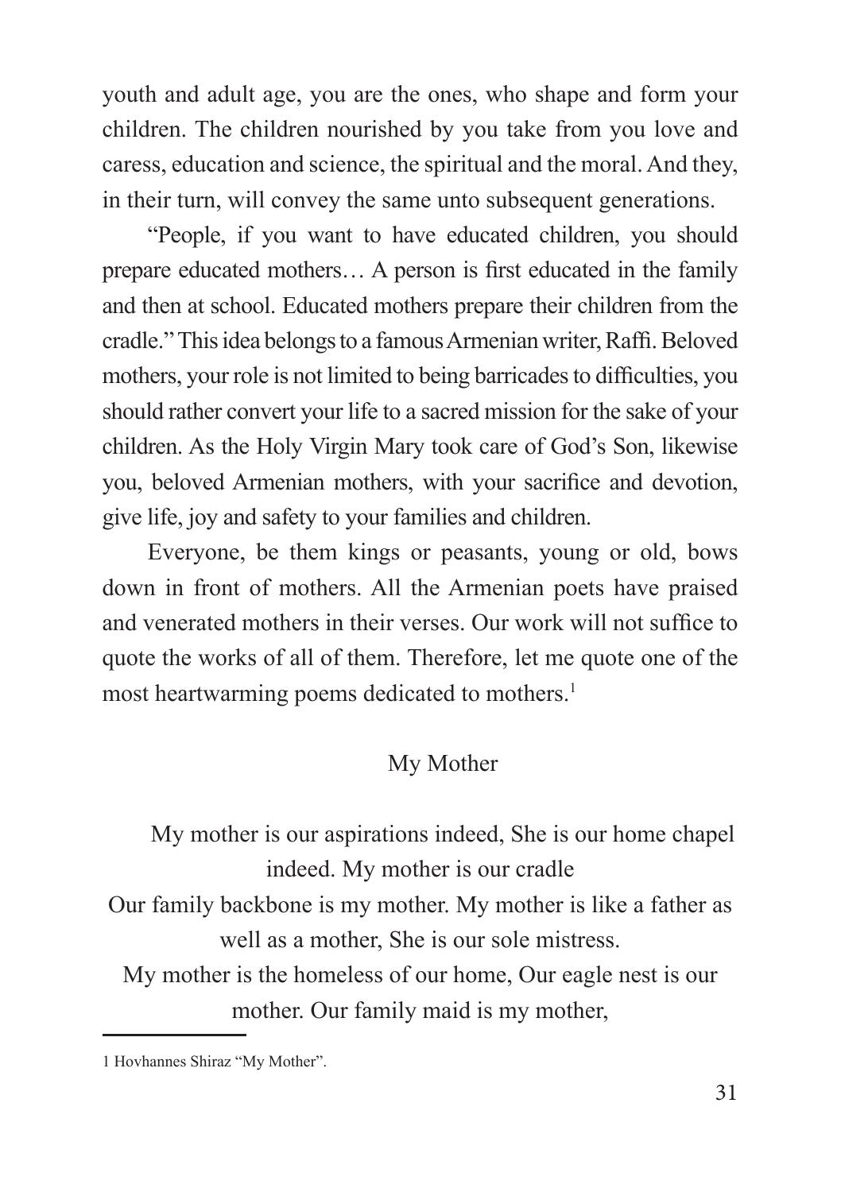youth and adult age, you are the ones, who shape and form your children. The children nourished by you take from you love and caress, education and science, the spiritual and the moral. And they, in their turn, will convey the same unto subsequent generations.

"People, if you want to have educated children, you should prepare educated mothers… A person is first educated in the family and then at school. Educated mothers prepare their children from the cradle." This idea belongs to a famous Armenian writer, Raffi. Beloved mothers, your role is not limited to being barricades to difficulties, you should rather convert your life to a sacred mission for the sake of your children. As the Holy Virgin Mary took care of God's Son, likewise you, beloved Armenian mothers, with your sacrifice and devotion, give life, joy and safety to your families and children.

Everyone, be them kings or peasants, young or old, bows down in front of mothers. All the Armenian poets have praised and venerated mothers in their verses. Our work will not suffice to quote the works of all of them. Therefore, let me quote one of the most heartwarming poems dedicated to mothers.[1]

My Mother

My mother is our aspirations indeed, She is our home chapel indeed. My mother is our cradle

Our family backbone is my mother. My mother is like a father as well as a mother, She is our sole mistress.

My mother is the homeless of our home, Our eagle nest is our mother. Our family maid is my mother,

1 Hovhannes Shiraz "My Mother".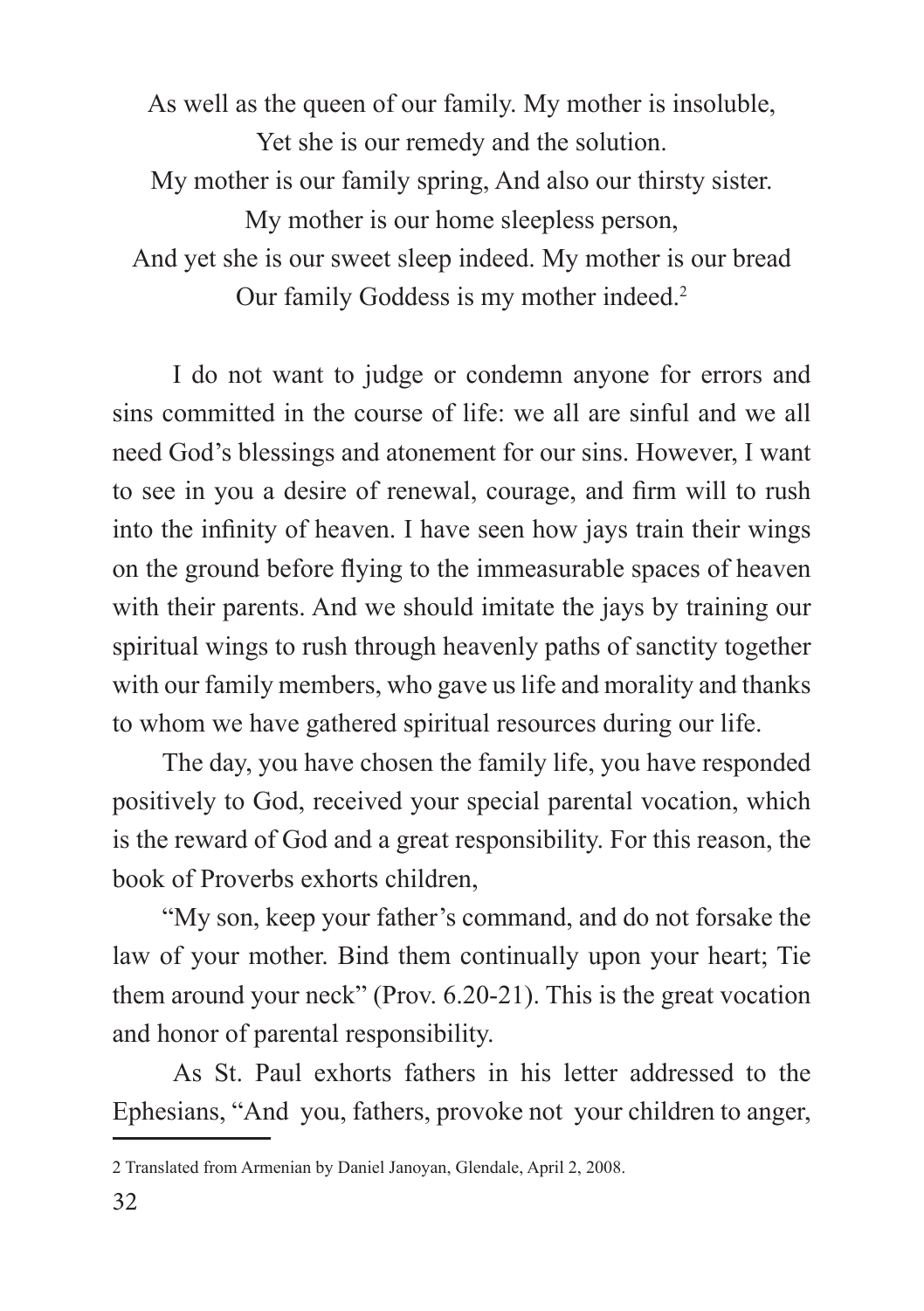As well as the queen of our family. My mother is insoluble,
Yet she is our remedy and the solution.
My mother is our family spring, And also our thirsty sister.
My mother is our home sleepless person,
And yet she is our sweet sleep indeed. My mother is our bread
Our family Goddess is my mother indeed.[2]

I do not want to judge or condemn anyone for errors and sins committed in the course of life: we all are sinful and we all need God's blessings and atonement for our sins. However, I want to see in you a desire of renewal, courage, and firm will to rush into the infinity of heaven. I have seen how jays train their wings on the ground before flying to the immeasurable spaces of heaven with their parents. And we should imitate the jays by training our spiritual wings to rush through heavenly paths of sanctity together with our family members, who gave us life and morality and thanks to whom we have gathered spiritual resources during our life.

The day, you have chosen the family life, you have responded positively to God, received your special parental vocation, which is the reward of God and a great responsibility. For this reason, the book of Proverbs exhorts children,

"My son, keep your father's command, and do not forsake the law of your mother. Bind them continually upon your heart; Tie them around your neck" (Prov. 6.20-21). This is the great vocation and honor of parental responsibility.

As St. Paul exhorts fathers in his letter addressed to the Ephesians, "And you, fathers, provoke not your children to anger,

---

2 Translated from Armenian by Daniel Janoyan, Glendale, April 2, 2008.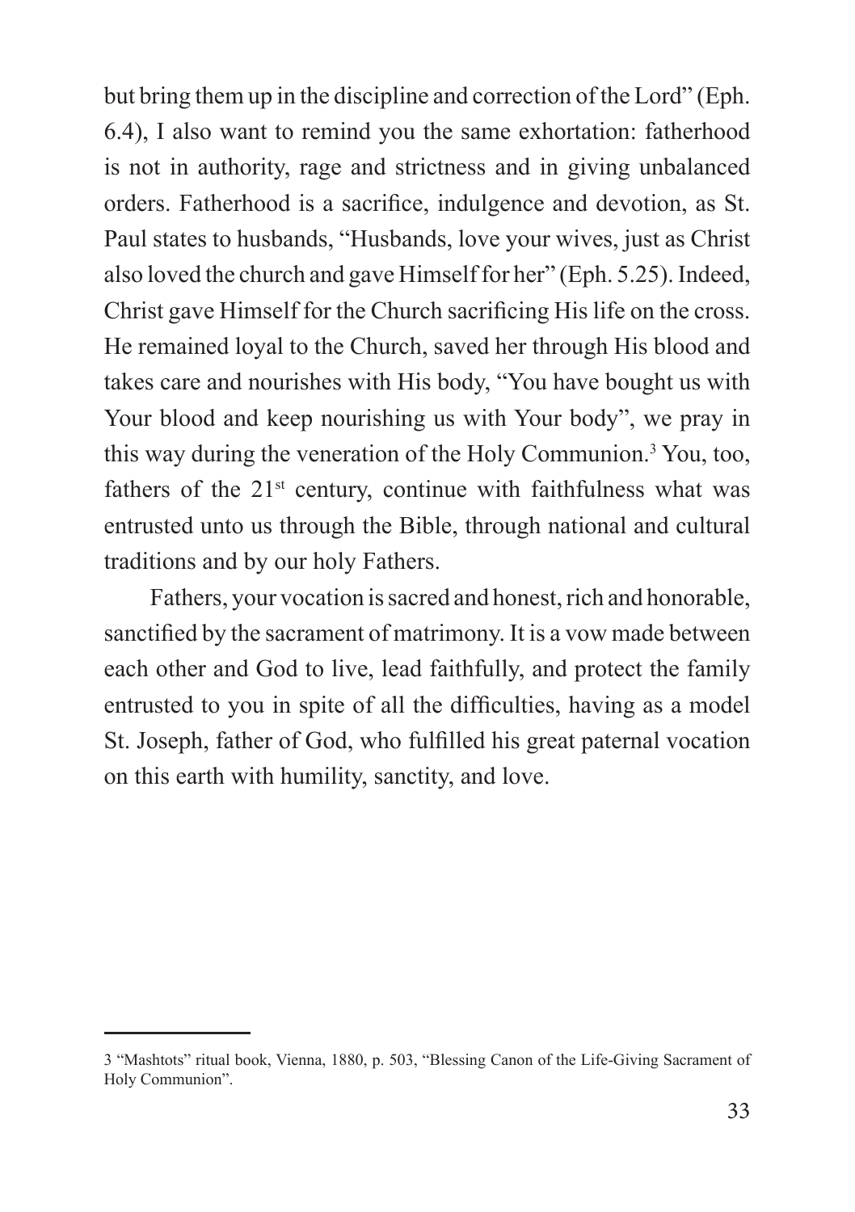but bring them up in the discipline and correction of the Lord" (Eph. 6.4), I also want to remind you the same exhortation: fatherhood is not in authority, rage and strictness and in giving unbalanced orders. Fatherhood is a sacrifice, indulgence and devotion, as St. Paul states to husbands, "Husbands, love your wives, just as Christ also loved the church and gave Himself for her" (Eph. 5.25). Indeed, Christ gave Himself for the Church sacrificing His life on the cross. He remained loyal to the Church, saved her through His blood and takes care and nourishes with His body, "You have bought us with Your blood and keep nourishing us with Your body", we pray in this way during the veneration of the Holy Communion.[3] You, too, fathers of the 21st century, continue with faithfulness what was entrusted unto us through the Bible, through national and cultural traditions and by our holy Fathers.

Fathers, your vocation is sacred and honest, rich and honorable, sanctified by the sacrament of matrimony. It is a vow made between each other and God to live, lead faithfully, and protect the family entrusted to you in spite of all the difficulties, having as a model St. Joseph, father of God, who fulfilled his great paternal vocation on this earth with humility, sanctity, and love.

---

3 "Mashtots" ritual book, Vienna, 1880, p. 503, "Blessing Canon of the Life-Giving Sacrament of Holy Communion".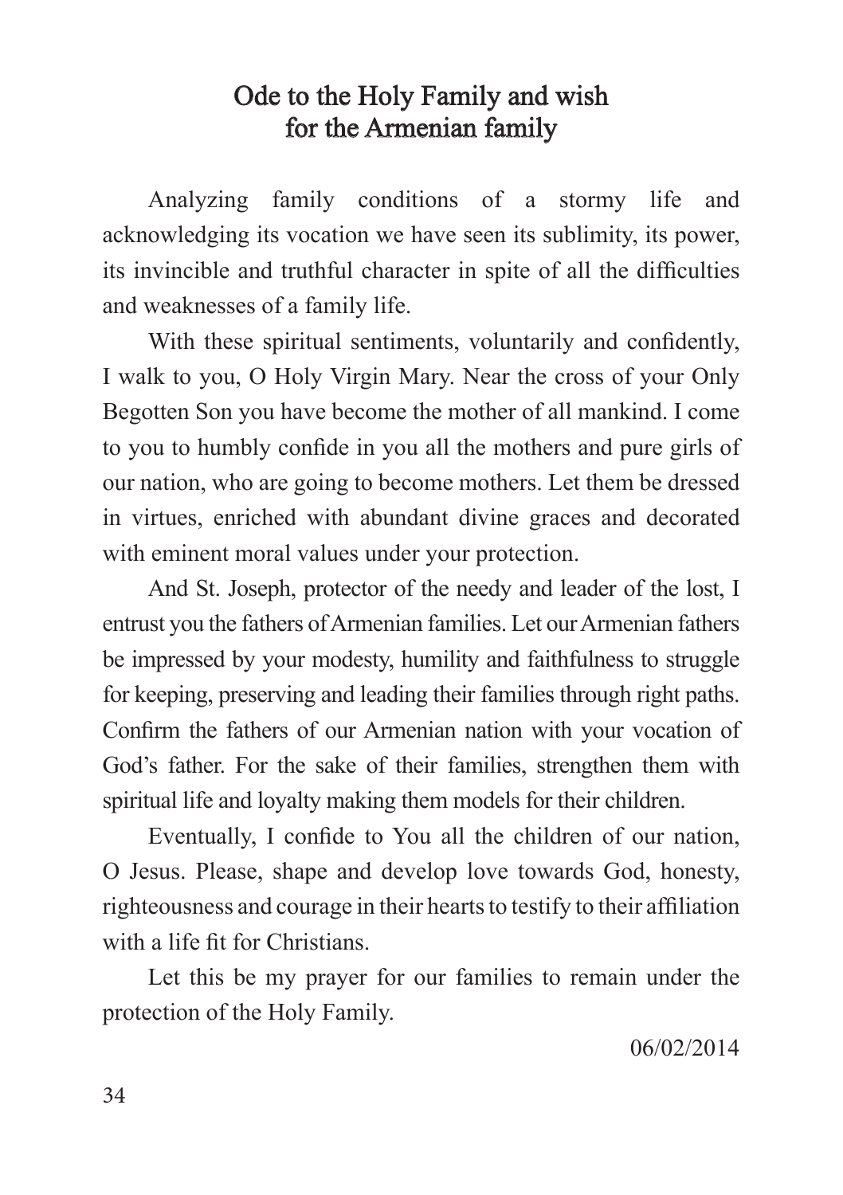# Ode to the Holy Family and wish for the Armenian family

Analyzing family conditions of a stormy life and acknowledging its vocation we have seen its sublimity, its power, its invincible and truthful character in spite of all the difficulties and weaknesses of a family life.

With these spiritual sentiments, voluntarily and confidently, I walk to you, O Holy Virgin Mary. Near the cross of your Only Begotten Son you have become the mother of all mankind. I come to you to humbly confide in you all the mothers and pure girls of our nation, who are going to become mothers. Let them be dressed in virtues, enriched with abundant divine graces and decorated with eminent moral values under your protection.

And St. Joseph, protector of the needy and leader of the lost, I entrust you the fathers of Armenian families. Let our Armenian fathers be impressed by your modesty, humility and faithfulness to struggle for keeping, preserving and leading their families through right paths. Confirm the fathers of our Armenian nation with your vocation of God's father. For the sake of their families, strengthen them with spiritual life and loyalty making them models for their children.

Eventually, I confide to You all the children of our nation, O Jesus. Please, shape and develop love towards God, honesty, righteousness and courage in their hearts to testify to their affiliation with a life fit for Christians.

Let this be my prayer for our families to remain under the protection of the Holy Family.

06/02/2014